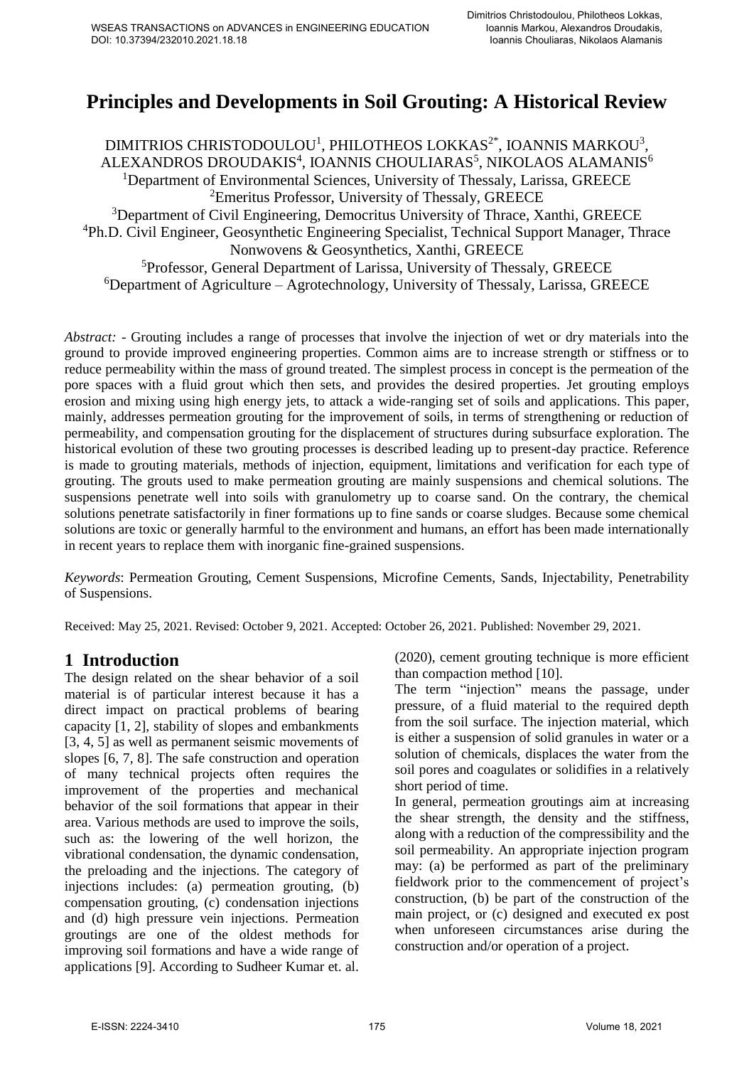# Principles and Developments in Soil Grouting: A Historical Review

DIMITRIOS CHRISTODOULOU[1], PHILOTHEOS LOKKAS[2*], IOANNIS MARKOU[3], ALEXANDROS DROUDAKIS[4], IOANNIS CHOULIARAS[5], NIKOLAOS ALAMANIS[6]

[1]Department of Environmental Sciences, University of Thessaly, Larissa, GREECE
[2]Emeritus Professor, University of Thessaly, GREECE
[3]Department of Civil Engineering, Democritus University of Thrace, Xanthi, GREECE
[4]Ph.D. Civil Engineer, Geosynthetic Engineering Specialist, Technical Support Manager, Thrace Nonwovens & Geosynthetics, Xanthi, GREECE
[5]Professor, General Department of Larissa, University of Thessaly, GREECE
[6]Department of Agriculture – Agrotechnology, University of Thessaly, Larissa, GREECE

*Abstract: -* Grouting includes a range of processes that involve the injection of wet or dry materials into the ground to provide improved engineering properties. Common aims are to increase strength or stiffness or to reduce permeability within the mass of ground treated. The simplest process in concept is the permeation of the pore spaces with a fluid grout which then sets, and provides the desired properties. Jet grouting employs erosion and mixing using high energy jets, to attack a wide-ranging set of soils and applications. This paper, mainly, addresses permeation grouting for the improvement of soils, in terms of strengthening or reduction of permeability, and compensation grouting for the displacement of structures during subsurface exploration. The historical evolution of these two grouting processes is described leading up to present-day practice. Reference is made to grouting materials, methods of injection, equipment, limitations and verification for each type of grouting. The grouts used to make permeation grouting are mainly suspensions and chemical solutions. The suspensions penetrate well into soils with granulometry up to coarse sand. On the contrary, the chemical solutions penetrate satisfactorily in finer formations up to fine sands or coarse sludges. Because some chemical solutions are toxic or generally harmful to the environment and humans, an effort has been made internationally in recent years to replace them with inorganic fine-grained suspensions.

*Keywords*: Permeation Grouting, Cement Suspensions, Microfine Cements, Sands, Injectability, Penetrability of Suspensions.

Received: May 25, 2021. Revised: October 9, 2021. Accepted: October 26, 2021. Published: November 29, 2021.

## 1 Introduction

The design related on the shear behavior of a soil material is of particular interest because it has a direct impact on practical problems of bearing capacity [1, 2], stability of slopes and embankments [3, 4, 5] as well as permanent seismic movements of slopes [6, 7, 8]. The safe construction and operation of many technical projects often requires the improvement of the properties and mechanical behavior of the soil formations that appear in their area. Various methods are used to improve the soils, such as: the lowering of the well horizon, the vibrational condensation, the dynamic condensation, the preloading and the injections. The category of injections includes: (a) permeation grouting, (b) compensation grouting, (c) condensation injections and (d) high pressure vein injections. Permeation groutings are one of the oldest methods for improving soil formations and have a wide range of applications [9]. According to Sudheer Kumar et. al. (2020), cement grouting technique is more efficient than compaction method [10].

The term "injection" means the passage, under pressure, of a fluid material to the required depth from the soil surface. The injection material, which is either a suspension of solid granules in water or a solution of chemicals, displaces the water from the soil pores and coagulates or solidifies in a relatively short period of time.

In general, permeation groutings aim at increasing the shear strength, the density and the stiffness, along with a reduction of the compressibility and the soil permeability. An appropriate injection program may: (a) be performed as part of the preliminary fieldwork prior to the commencement of project's construction, (b) be part of the construction of the main project, or (c) designed and executed ex post when unforeseen circumstances arise during the construction and/or operation of a project.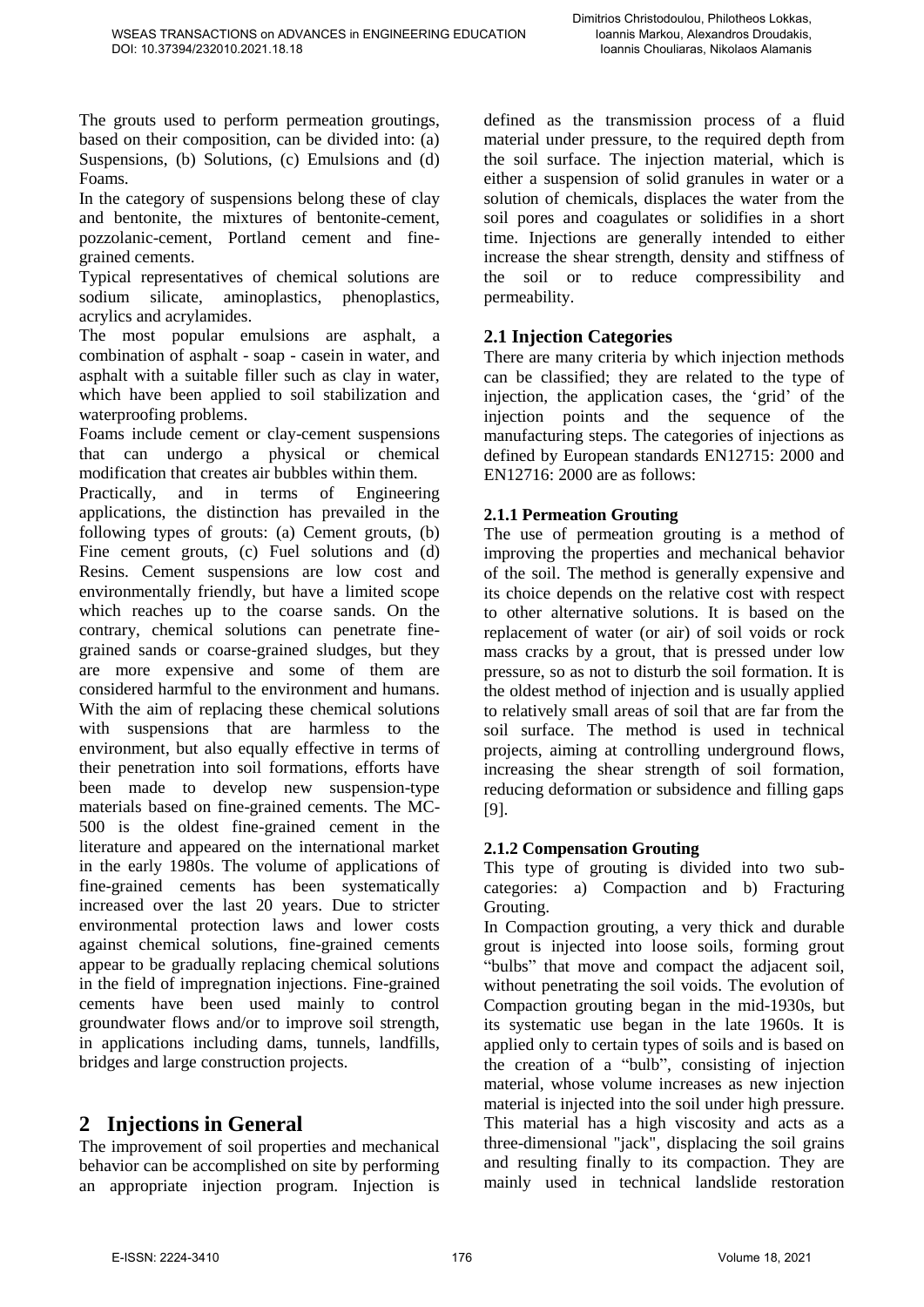The grouts used to perform permeation groutings, based on their composition, can be divided into: (a) Suspensions, (b) Solutions, (c) Emulsions and (d) Foams.

In the category of suspensions belong these of clay and bentonite, the mixtures of bentonite-cement, pozzolanic-cement, Portland cement and fine-grained cements.

Typical representatives of chemical solutions are sodium silicate, aminoplastics, phenoplastics, acrylics and acrylamides.

The most popular emulsions are asphalt, a combination of asphalt - soap - casein in water, and asphalt with a suitable filler such as clay in water, which have been applied to soil stabilization and waterproofing problems.

Foams include cement or clay-cement suspensions that can undergo a physical or chemical modification that creates air bubbles within them.

Practically, and in terms of Engineering applications, the distinction has prevailed in the following types of grouts: (a) Cement grouts, (b) Fine cement grouts, (c) Fuel solutions and (d) Resins. Cement suspensions are low cost and environmentally friendly, but have a limited scope which reaches up to the coarse sands. On the contrary, chemical solutions can penetrate fine-grained sands or coarse-grained sludges, but they are more expensive and some of them are considered harmful to the environment and humans. With the aim of replacing these chemical solutions with suspensions that are harmless to the environment, but also equally effective in terms of their penetration into soil formations, efforts have been made to develop new suspension-type materials based on fine-grained cements. The MC-500 is the oldest fine-grained cement in the literature and appeared on the international market in the early 1980s. The volume of applications of fine-grained cements has been systematically increased over the last 20 years. Due to stricter environmental protection laws and lower costs against chemical solutions, fine-grained cements appear to be gradually replacing chemical solutions in the field of impregnation injections. Fine-grained cements have been used mainly to control groundwater flows and/or to improve soil strength, in applications including dams, tunnels, landfills, bridges and large construction projects.

## 2 Injections in General

The improvement of soil properties and mechanical behavior can be accomplished on site by performing an appropriate injection program. Injection is defined as the transmission process of a fluid material under pressure, to the required depth from the soil surface. The injection material, which is either a suspension of solid granules in water or a solution of chemicals, displaces the water from the soil pores and coagulates or solidifies in a short time. Injections are generally intended to either increase the shear strength, density and stiffness of the soil or to reduce compressibility and permeability.

### 2.1 Injection Categories

There are many criteria by which injection methods can be classified; they are related to the type of injection, the application cases, the 'grid' of the injection points and the sequence of the manufacturing steps. The categories of injections as defined by European standards EN12715: 2000 and EN12716: 2000 are as follows:

#### 2.1.1 Permeation Grouting

The use of permeation grouting is a method of improving the properties and mechanical behavior of the soil. The method is generally expensive and its choice depends on the relative cost with respect to other alternative solutions. It is based on the replacement of water (or air) of soil voids or rock mass cracks by a grout, that is pressed under low pressure, so as not to disturb the soil formation. It is the oldest method of injection and is usually applied to relatively small areas of soil that are far from the soil surface. The method is used in technical projects, aiming at controlling underground flows, increasing the shear strength of soil formation, reducing deformation or subsidence and filling gaps [9].

#### 2.1.2 Compensation Grouting

This type of grouting is divided into two sub-categories: a) Compaction and b) Fracturing Grouting.

In Compaction grouting, a very thick and durable grout is injected into loose soils, forming grout "bulbs" that move and compact the adjacent soil, without penetrating the soil voids. The evolution of Compaction grouting began in the mid-1930s, but its systematic use began in the late 1960s. It is applied only to certain types of soils and is based on the creation of a "bulb", consisting of injection material, whose volume increases as new injection material is injected into the soil under high pressure. This material has a high viscosity and acts as a three-dimensional "jack", displacing the soil grains and resulting finally to its compaction. They are mainly used in technical landslide restoration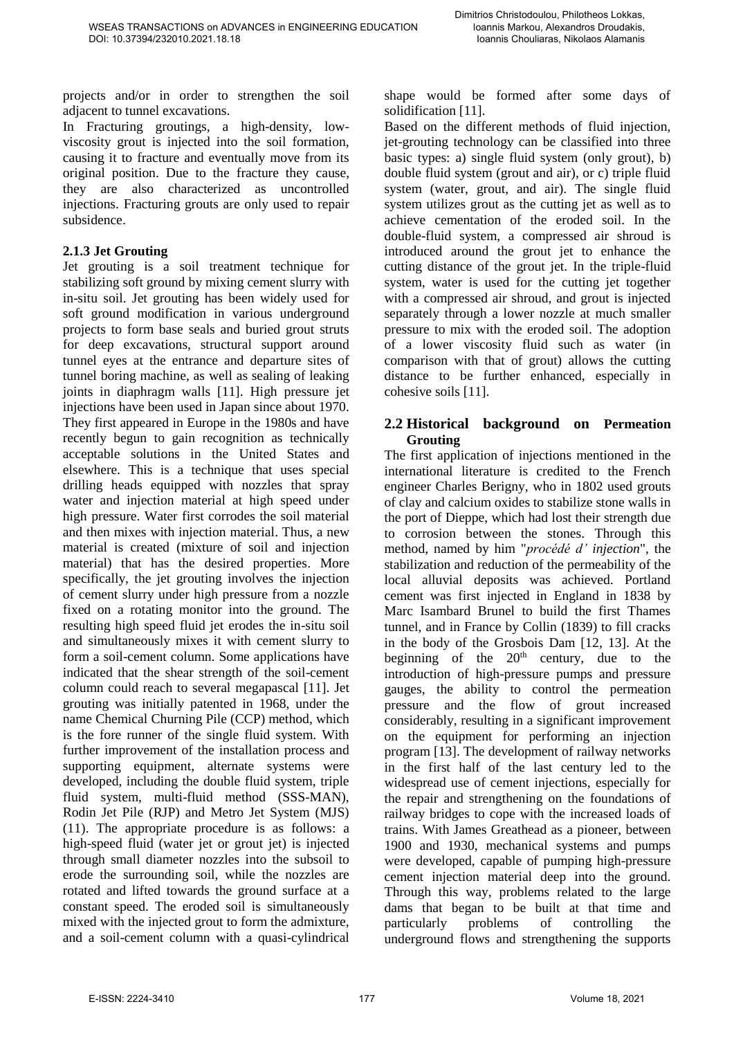projects and/or in order to strengthen the soil adjacent to tunnel excavations.

In Fracturing groutings, a high-density, low-viscosity grout is injected into the soil formation, causing it to fracture and eventually move from its original position. Due to the fracture they cause, they are also characterized as uncontrolled injections. Fracturing grouts are only used to repair subsidence.

### 2.1.3 Jet Grouting

Jet grouting is a soil treatment technique for stabilizing soft ground by mixing cement slurry with in-situ soil. Jet grouting has been widely used for soft ground modification in various underground projects to form base seals and buried grout struts for deep excavations, structural support around tunnel eyes at the entrance and departure sites of tunnel boring machine, as well as sealing of leaking joints in diaphragm walls [11]. High pressure jet injections have been used in Japan since about 1970. They first appeared in Europe in the 1980s and have recently begun to gain recognition as technically acceptable solutions in the United States and elsewhere. This is a technique that uses special drilling heads equipped with nozzles that spray water and injection material at high speed under high pressure. Water first corrodes the soil material and then mixes with injection material. Thus, a new material is created (mixture of soil and injection material) that has the desired properties. More specifically, the jet grouting involves the injection of cement slurry under high pressure from a nozzle fixed on a rotating monitor into the ground. The resulting high speed fluid jet erodes the in-situ soil and simultaneously mixes it with cement slurry to form a soil-cement column. Some applications have indicated that the shear strength of the soil-cement column could reach to several megapascal [11]. Jet grouting was initially patented in 1968, under the name Chemical Churning Pile (CCP) method, which is the fore runner of the single fluid system. With further improvement of the installation process and supporting equipment, alternate systems were developed, including the double fluid system, triple fluid system, multi-fluid method (SSS-MAN), Rodin Jet Pile (RJP) and Metro Jet System (MJS) (11). The appropriate procedure is as follows: a high-speed fluid (water jet or grout jet) is injected through small diameter nozzles into the subsoil to erode the surrounding soil, while the nozzles are rotated and lifted towards the ground surface at a constant speed. The eroded soil is simultaneously mixed with the injected grout to form the admixture, and a soil-cement column with a quasi-cylindrical shape would be formed after some days of solidification [11].

Based on the different methods of fluid injection, jet-grouting technology can be classified into three basic types: a) single fluid system (only grout), b) double fluid system (grout and air), or c) triple fluid system (water, grout, and air). The single fluid system utilizes grout as the cutting jet as well as to achieve cementation of the eroded soil. In the double-fluid system, a compressed air shroud is introduced around the grout jet to enhance the cutting distance of the grout jet. In the triple-fluid system, water is used for the cutting jet together with a compressed air shroud, and grout is injected separately through a lower nozzle at much smaller pressure to mix with the eroded soil. The adoption of a lower viscosity fluid such as water (in comparison with that of grout) allows the cutting distance to be further enhanced, especially in cohesive soils [11].

## 2.2 Historical background on Permeation Grouting

The first application of injections mentioned in the international literature is credited to the French engineer Charles Berigny, who in 1802 used grouts of clay and calcium oxides to stabilize stone walls in the port of Dieppe, which had lost their strength due to corrosion between the stones. Through this method, named by him "*procédé d' injection*", the stabilization and reduction of the permeability of the local alluvial deposits was achieved. Portland cement was first injected in England in 1838 by Marc Isambard Brunel to build the first Thames tunnel, and in France by Collin (1839) to fill cracks in the body of the Grosbois Dam [12, 13]. At the beginning of the 20th century, due to the introduction of high-pressure pumps and pressure gauges, the ability to control the permeation pressure and the flow of grout increased considerably, resulting in a significant improvement on the equipment for performing an injection program [13]. The development of railway networks in the first half of the last century led to the widespread use of cement injections, especially for the repair and strengthening on the foundations of railway bridges to cope with the increased loads of trains. With James Greathead as a pioneer, between 1900 and 1930, mechanical systems and pumps were developed, capable of pumping high-pressure cement injection material deep into the ground. Through this way, problems related to the large dams that began to be built at that time and particularly problems of controlling the underground flows and strengthening the supports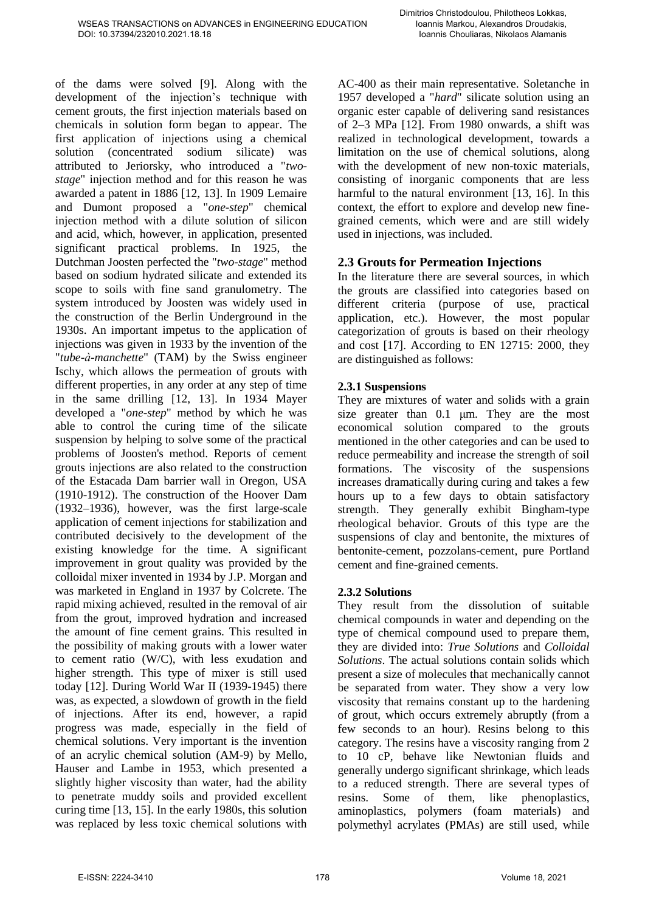of the dams were solved [9]. Along with the development of the injection's technique with cement grouts, the first injection materials based on chemicals in solution form began to appear. The first application of injections using a chemical solution (concentrated sodium silicate) was attributed to Jeriorsky, who introduced a "*two-stage*" injection method and for this reason he was awarded a patent in 1886 [12, 13]. In 1909 Lemaire and Dumont proposed a "*one-step*" chemical injection method with a dilute solution of silicon and acid, which, however, in application, presented significant practical problems. In 1925, the Dutchman Joosten perfected the "*two-stage*" method based on sodium hydrated silicate and extended its scope to soils with fine sand granulometry. The system introduced by Joosten was widely used in the construction of the Berlin Underground in the 1930s. An important impetus to the application of injections was given in 1933 by the invention of the "*tube-à-manchette*" (TAM) by the Swiss engineer Ischy, which allows the permeation of grouts with different properties, in any order at any step of time in the same drilling [12, 13]. In 1934 Mayer developed a "*one-step*" method by which he was able to control the curing time of the silicate suspension by helping to solve some of the practical problems of Joosten's method. Reports of cement grouts injections are also related to the construction of the Estacada Dam barrier wall in Oregon, USA (1910-1912). The construction of the Hoover Dam (1932–1936), however, was the first large-scale application of cement injections for stabilization and contributed decisively to the development of the existing knowledge for the time. A significant improvement in grout quality was provided by the colloidal mixer invented in 1934 by J.P. Morgan and was marketed in England in 1937 by Colcrete. The rapid mixing achieved, resulted in the removal of air from the grout, improved hydration and increased the amount of fine cement grains. This resulted in the possibility of making grouts with a lower water to cement ratio (W/C), with less exudation and higher strength. This type of mixer is still used today [12]. During World War II (1939-1945) there was, as expected, a slowdown of growth in the field of injections. After its end, however, a rapid progress was made, especially in the field of chemical solutions. Very important is the invention of an acrylic chemical solution (AM-9) by Mello, Hauser and Lambe in 1953, which presented a slightly higher viscosity than water, had the ability to penetrate muddy soils and provided excellent curing time [13, 15]. In the early 1980s, this solution was replaced by less toxic chemical solutions with AC-400 as their main representative. Soletanche in 1957 developed a "*hard*" silicate solution using an organic ester capable of delivering sand resistances of 2–3 MPa [12]. From 1980 onwards, a shift was realized in technological development, towards a limitation on the use of chemical solutions, along with the development of new non-toxic materials, consisting of inorganic components that are less harmful to the natural environment [13, 16]. In this context, the effort to explore and develop new fine-grained cements, which were and are still widely used in injections, was included.

## 2.3 Grouts for Permeation Injections

In the literature there are several sources, in which the grouts are classified into categories based on different criteria (purpose of use, practical application, etc.). However, the most popular categorization of grouts is based on their rheology and cost [17]. According to EN 12715: 2000, they are distinguished as follows:

### 2.3.1 Suspensions

They are mixtures of water and solids with a grain size greater than 0.1 μm. They are the most economical solution compared to the grouts mentioned in the other categories and can be used to reduce permeability and increase the strength of soil formations. The viscosity of the suspensions increases dramatically during curing and takes a few hours up to a few days to obtain satisfactory strength. They generally exhibit Bingham-type rheological behavior. Grouts of this type are the suspensions of clay and bentonite, the mixtures of bentonite-cement, pozzolans-cement, pure Portland cement and fine-grained cements.

### 2.3.2 Solutions

They result from the dissolution of suitable chemical compounds in water and depending on the type of chemical compound used to prepare them, they are divided into: *True Solutions* and *Colloidal Solutions*. The actual solutions contain solids which present a size of molecules that mechanically cannot be separated from water. They show a very low viscosity that remains constant up to the hardening of grout, which occurs extremely abruptly (from a few seconds to an hour). Resins belong to this category. The resins have a viscosity ranging from 2 to 10 cP, behave like Newtonian fluids and generally undergo significant shrinkage, which leads to a reduced strength. There are several types of resins. Some of them, like phenoplastics, aminoplastics, polymers (foam materials) and polymethyl acrylates (PMAs) are still used, while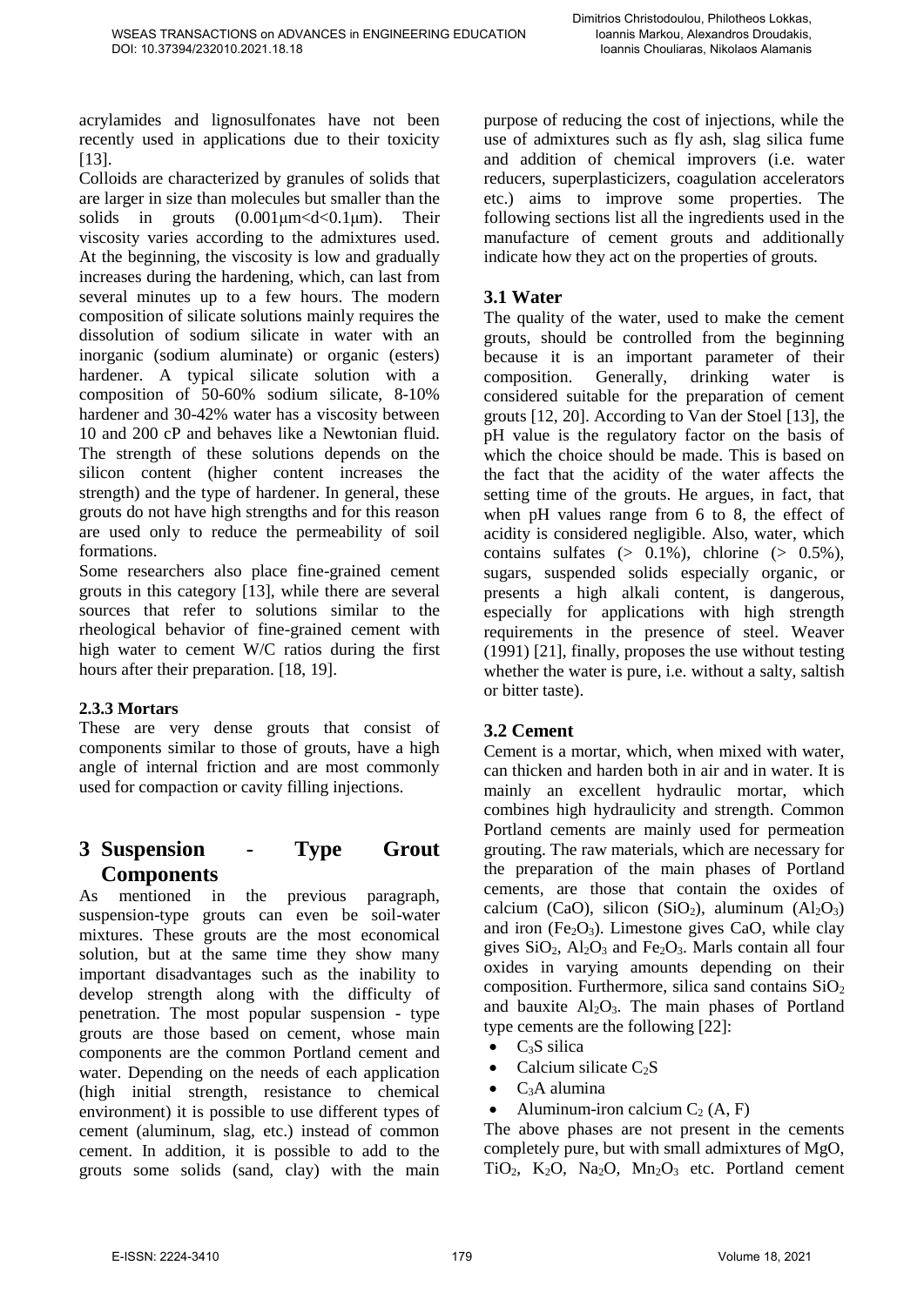acrylamides and lignosulfonates have not been recently used in applications due to their toxicity [13].

Colloids are characterized by granules of solids that are larger in size than molecules but smaller than the solids in grouts (0.001μm<d<0.1μm). Their viscosity varies according to the admixtures used. At the beginning, the viscosity is low and gradually increases during the hardening, which, can last from several minutes up to a few hours. The modern composition of silicate solutions mainly requires the dissolution of sodium silicate in water with an inorganic (sodium aluminate) or organic (esters) hardener. A typical silicate solution with a composition of 50-60% sodium silicate, 8-10% hardener and 30-42% water has a viscosity between 10 and 200 cP and behaves like a Newtonian fluid. The strength of these solutions depends on the silicon content (higher content increases the strength) and the type of hardener. In general, these grouts do not have high strengths and for this reason are used only to reduce the permeability of soil formations.

Some researchers also place fine-grained cement grouts in this category [13], while there are several sources that refer to solutions similar to the rheological behavior of fine-grained cement with high water to cement W/C ratios during the first hours after their preparation. [18, 19].

### 2.3.3 Mortars

These are very dense grouts that consist of components similar to those of grouts, have a high angle of internal friction and are most commonly used for compaction or cavity filling injections.

## 3 Suspension - Type Grout Components

As mentioned in the previous paragraph, suspension-type grouts can even be soil-water mixtures. These grouts are the most economical solution, but at the same time they show many important disadvantages such as the inability to develop strength along with the difficulty of penetration. The most popular suspension - type grouts are those based on cement, whose main components are the common Portland cement and water. Depending on the needs of each application (high initial strength, resistance to chemical environment) it is possible to use different types of cement (aluminum, slag, etc.) instead of common cement. In addition, it is possible to add to the grouts some solids (sand, clay) with the main purpose of reducing the cost of injections, while the use of admixtures such as fly ash, slag silica fume and addition of chemical improvers (i.e. water reducers, superplasticizers, coagulation accelerators etc.) aims to improve some properties. The following sections list all the ingredients used in the manufacture of cement grouts and additionally indicate how they act on the properties of grouts.

### 3.1 Water

The quality of the water, used to make the cement grouts, should be controlled from the beginning because it is an important parameter of their composition. Generally, drinking water is considered suitable for the preparation of cement grouts [12, 20]. According to Van der Stoel [13], the pH value is the regulatory factor on the basis of which the choice should be made. This is based on the fact that the acidity of the water affects the setting time of the grouts. He argues, in fact, that when pH values range from 6 to 8, the effect of acidity is considered negligible. Also, water, which contains sulfates (> 0.1%), chlorine (> 0.5%), sugars, suspended solids especially organic, or presents a high alkali content, is dangerous, especially for applications with high strength requirements in the presence of steel. Weaver (1991) [21], finally, proposes the use without testing whether the water is pure, i.e. without a salty, saltish or bitter taste).

### 3.2 Cement

Cement is a mortar, which, when mixed with water, can thicken and harden both in air and in water. It is mainly an excellent hydraulic mortar, which combines high hydraulicity and strength. Common Portland cements are mainly used for permeation grouting. The raw materials, which are necessary for the preparation of the main phases of Portland cements, are those that contain the oxides of calcium (CaO), silicon ($SiO_2$), aluminum ($Al_2O_3$) and iron ($Fe_2O_3$). Limestone gives CaO, while clay gives $SiO_2$, $Al_2O_3$ and $Fe_2O_3$. Marls contain all four oxides in varying amounts depending on their composition. Furthermore, silica sand contains $SiO_2$ and bauxite $Al_2O_3$. The main phases of Portland type cements are the following [22]:

- $C_3S$ silica
- Calcium silicate $C_2S$
- $C_3A$ alumina
- Aluminum-iron calcium $C_2$ (A, F)

The above phases are not present in the cements completely pure, but with small admixtures of MgO, $TiO_2$, $K_2O$, $Na_2O$, $Mn_2O_3$ etc. Portland cement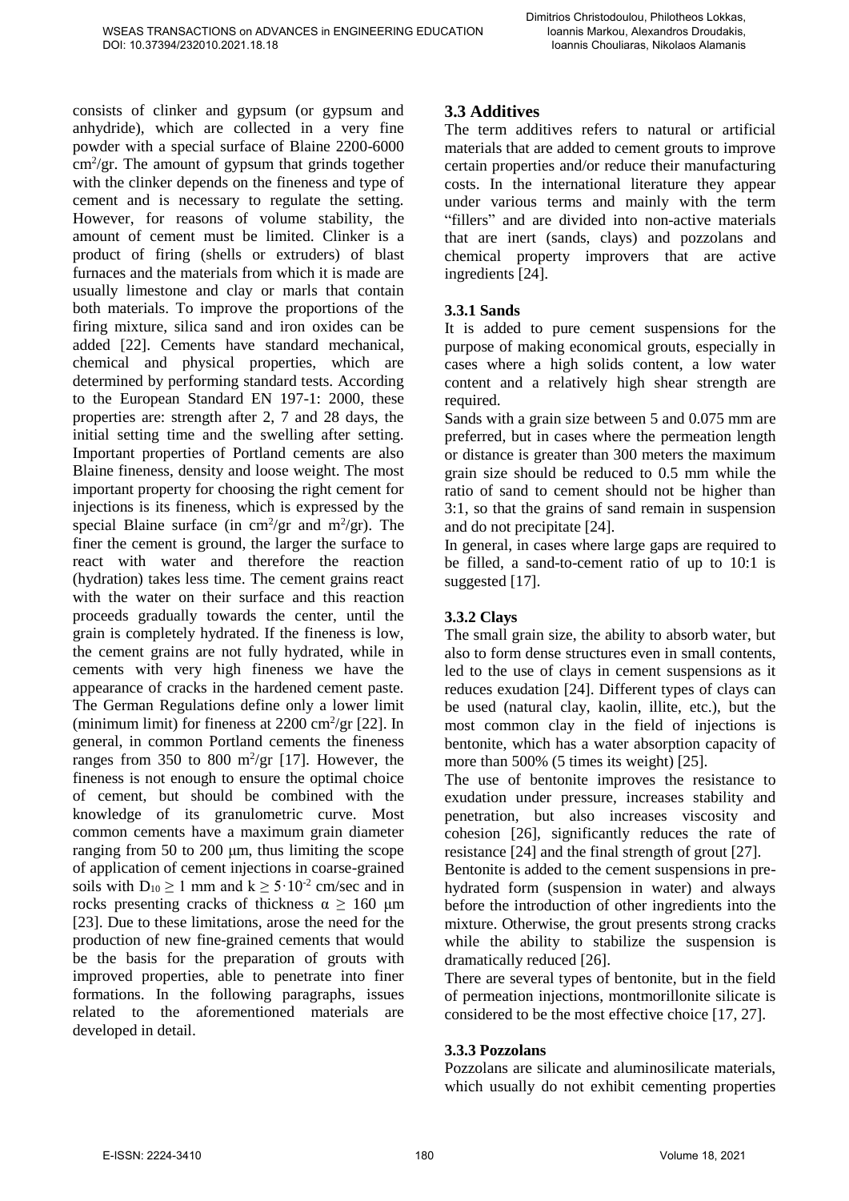consists of clinker and gypsum (or gypsum and anhydride), which are collected in a very fine powder with a special surface of Blaine 2200-6000 $cm^2/gr$. The amount of gypsum that grinds together with the clinker depends on the fineness and type of cement and is necessary to regulate the setting. However, for reasons of volume stability, the amount of cement must be limited. Clinker is a product of firing (shells or extruders) of blast furnaces and the materials from which it is made are usually limestone and clay or marls that contain both materials. To improve the proportions of the firing mixture, silica sand and iron oxides can be added [22]. Cements have standard mechanical, chemical and physical properties, which are determined by performing standard tests. According to the European Standard EN 197-1: 2000, these properties are: strength after 2, 7 and 28 days, the initial setting time and the swelling after setting. Important properties of Portland cements are also Blaine fineness, density and loose weight. The most important property for choosing the right cement for injections is its fineness, which is expressed by the special Blaine surface (in $cm^2/gr$ and $m^2/gr$). The finer the cement is ground, the larger the surface to react with water and therefore the reaction (hydration) takes less time. The cement grains react with the water on their surface and this reaction proceeds gradually towards the center, until the grain is completely hydrated. If the fineness is low, the cement grains are not fully hydrated, while in cements with very high fineness we have the appearance of cracks in the hardened cement paste. The German Regulations define only a lower limit (minimum limit) for fineness at 2200 $cm^2/gr$ [22]. In general, in common Portland cements the fineness ranges from 350 to 800 $m^2/gr$ [17]. However, the fineness is not enough to ensure the optimal choice of cement, but should be combined with the knowledge of its granulometric curve. Most common cements have a maximum grain diameter ranging from 50 to 200 μm, thus limiting the scope of application of cement injections in coarse-grained soils with $D_{10} \geq 1$ mm and $k \geq 5 \cdot 10^{-2}$ cm/sec and in rocks presenting cracks of thickness $\alpha \geq 160$ μm [23]. Due to these limitations, arose the need for the production of new fine-grained cements that would be the basis for the preparation of grouts with improved properties, able to penetrate into finer formations. In the following paragraphs, issues related to the aforementioned materials are developed in detail.

### 3.3 Additives

The term additives refers to natural or artificial materials that are added to cement grouts to improve certain properties and/or reduce their manufacturing costs. In the international literature they appear under various terms and mainly with the term "fillers" and are divided into non-active materials that are inert (sands, clays) and pozzolans and chemical property improvers that are active ingredients [24].

#### 3.3.1 Sands

It is added to pure cement suspensions for the purpose of making economical grouts, especially in cases where a high solids content, a low water content and a relatively high shear strength are required.

Sands with a grain size between 5 and 0.075 mm are preferred, but in cases where the permeation length or distance is greater than 300 meters the maximum grain size should be reduced to 0.5 mm while the ratio of sand to cement should not be higher than 3:1, so that the grains of sand remain in suspension and do not precipitate [24].

In general, in cases where large gaps are required to be filled, a sand-to-cement ratio of up to 10:1 is suggested [17].

#### 3.3.2 Clays

The small grain size, the ability to absorb water, but also to form dense structures even in small contents, led to the use of clays in cement suspensions as it reduces exudation [24]. Different types of clays can be used (natural clay, kaolin, illite, etc.), but the most common clay in the field of injections is bentonite, which has a water absorption capacity of more than 500% (5 times its weight) [25].

The use of bentonite improves the resistance to exudation under pressure, increases stability and penetration, but also increases viscosity and cohesion [26], significantly reduces the rate of resistance [24] and the final strength of grout [27].

Bentonite is added to the cement suspensions in pre-hydrated form (suspension in water) and always before the introduction of other ingredients into the mixture. Otherwise, the grout presents strong cracks while the ability to stabilize the suspension is dramatically reduced [26].

There are several types of bentonite, but in the field of permeation injections, montmorillonite silicate is considered to be the most effective choice [17, 27].

#### 3.3.3 Pozzolans

Pozzolans are silicate and aluminosilicate materials, which usually do not exhibit cementing properties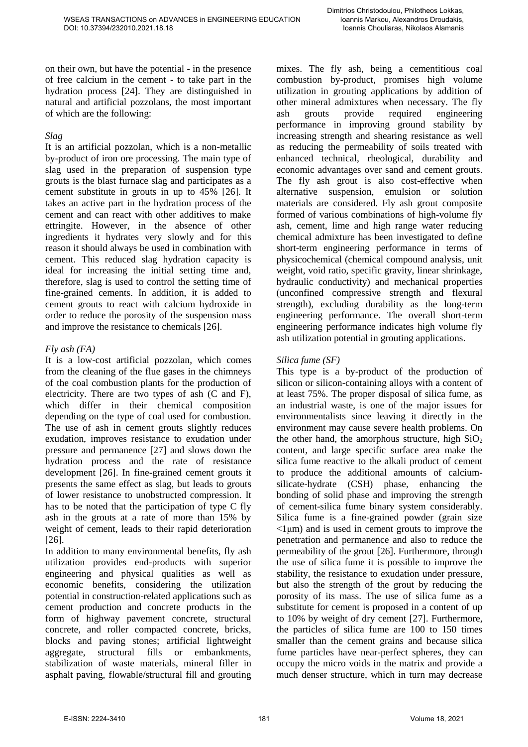on their own, but have the potential - in the presence of free calcium in the cement - to take part in the hydration process [24]. They are distinguished in natural and artificial pozzolans, the most important of which are the following:

*Slag*

It is an artificial pozzolan, which is a non-metallic by-product of iron ore processing. The main type of slag used in the preparation of suspension type grouts is the blast furnace slag and participates as a cement substitute in grouts in up to 45% [26]. It takes an active part in the hydration process of the cement and can react with other additives to make ettringite. However, in the absence of other ingredients it hydrates very slowly and for this reason it should always be used in combination with cement. This reduced slag hydration capacity is ideal for increasing the initial setting time and, therefore, slag is used to control the setting time of fine-grained cements. In addition, it is added to cement grouts to react with calcium hydroxide in order to reduce the porosity of the suspension mass and improve the resistance to chemicals [26].

*Fly ash (FA)*

It is a low-cost artificial pozzolan, which comes from the cleaning of the flue gases in the chimneys of the coal combustion plants for the production of electricity. There are two types of ash (C and F), which differ in their chemical composition depending on the type of coal used for combustion. The use of ash in cement grouts slightly reduces exudation, improves resistance to exudation under pressure and permanence [27] and slows down the hydration process and the rate of resistance development [26]. In fine-grained cement grouts it presents the same effect as slag, but leads to grouts of lower resistance to unobstructed compression. It has to be noted that the participation of type C fly ash in the grouts at a rate of more than 15% by weight of cement, leads to their rapid deterioration [26].

In addition to many environmental benefits, fly ash utilization provides end-products with superior engineering and physical qualities as well as economic benefits, considering the utilization potential in construction-related applications such as cement production and concrete products in the form of highway pavement concrete, structural concrete, and roller compacted concrete, bricks, blocks and paving stones; artificial lightweight aggregate, structural fills or embankments, stabilization of waste materials, mineral filler in asphalt paving, flowable/structural fill and grouting mixes. The fly ash, being a cementitious coal combustion by-product, promises high volume utilization in grouting applications by addition of other mineral admixtures when necessary. The fly ash grouts provide required engineering performance in improving ground stability by increasing strength and shearing resistance as well as reducing the permeability of soils treated with enhanced technical, rheological, durability and economic advantages over sand and cement grouts. The fly ash grout is also cost-effective when alternative suspension, emulsion or solution materials are considered. Fly ash grout composite formed of various combinations of high-volume fly ash, cement, lime and high range water reducing chemical admixture has been investigated to define short-term engineering performance in terms of physicochemical (chemical compound analysis, unit weight, void ratio, specific gravity, linear shrinkage, hydraulic conductivity) and mechanical properties (unconfined compressive strength and flexural strength), excluding durability as the long-term engineering performance. The overall short-term engineering performance indicates high volume fly ash utilization potential in grouting applications.

*Silica fume (SF)*

This type is a by-product of the production of silicon or silicon-containing alloys with a content of at least 75%. The proper disposal of silica fume, as an industrial waste, is one of the major issues for environmentalists since leaving it directly in the environment may cause severe health problems. On the other hand, the amorphous structure, high $SiO_2$ content, and large specific surface area make the silica fume reactive to the alkali product of cement to produce the additional amounts of calcium-silicate-hydrate (CSH) phase, enhancing the bonding of solid phase and improving the strength of cement-silica fume binary system considerably. Silica fume is a fine-grained powder (grain size <1μm) and is used in cement grouts to improve the penetration and permanence and also to reduce the permeability of the grout [26]. Furthermore, through the use of silica fume it is possible to improve the stability, the resistance to exudation under pressure, but also the strength of the grout by reducing the porosity of its mass. The use of silica fume as a substitute for cement is proposed in a content of up to 10% by weight of dry cement [27]. Furthermore, the particles of silica fume are 100 to 150 times smaller than the cement grains and because silica fume particles have near-perfect spheres, they can occupy the micro voids in the matrix and provide a much denser structure, which in turn may decrease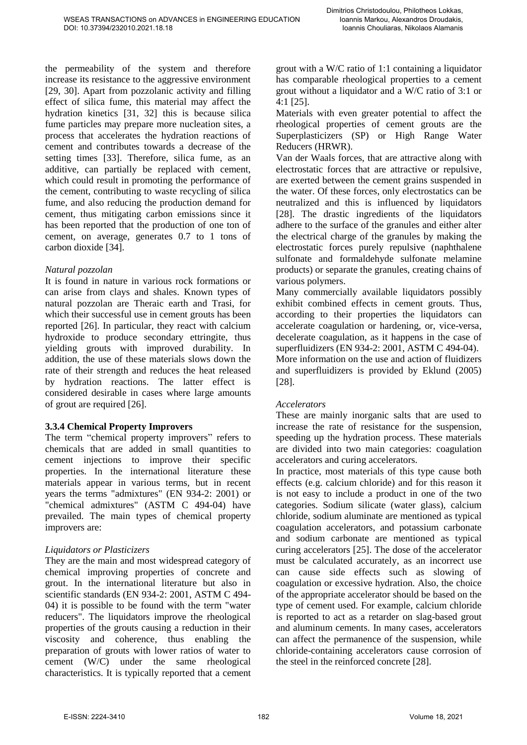the permeability of the system and therefore increase its resistance to the aggressive environment [29, 30]. Apart from pozzolanic activity and filling effect of silica fume, this material may affect the hydration kinetics [31, 32] this is because silica fume particles may prepare more nucleation sites, a process that accelerates the hydration reactions of cement and contributes towards a decrease of the setting times [33]. Therefore, silica fume, as an additive, can partially be replaced with cement, which could result in promoting the performance of the cement, contributing to waste recycling of silica fume, and also reducing the production demand for cement, thus mitigating carbon emissions since it has been reported that the production of one ton of cement, on average, generates 0.7 to 1 tons of carbon dioxide [34].

*Natural pozzolan*

It is found in nature in various rock formations or can arise from clays and shales. Known types of natural pozzolan are Theraic earth and Trasi, for which their successful use in cement grouts has been reported [26]. In particular, they react with calcium hydroxide to produce secondary ettringite, thus yielding grouts with improved durability. In addition, the use of these materials slows down the rate of their strength and reduces the heat released by hydration reactions. The latter effect is considered desirable in cases where large amounts of grout are required [26].

### 3.3.4 Chemical Property Improvers

The term "chemical property improvers" refers to chemicals that are added in small quantities to cement injections to improve their specific properties. In the international literature these materials appear in various terms, but in recent years the terms "admixtures" (EN 934-2: 2001) or "chemical admixtures" (ASTM C 494-04) have prevailed. The main types of chemical property improvers are:

*Liquidators or Plasticizers*

They are the main and most widespread category of chemical improving properties of concrete and grout. In the international literature but also in scientific standards (EN 934-2: 2001, ASTM C 494-04) it is possible to be found with the term "water reducers". The liquidators improve the rheological properties of the grouts causing a reduction in their viscosity and coherence, thus enabling the preparation of grouts with lower ratios of water to cement (W/C) under the same rheological characteristics. It is typically reported that a cement grout with a W/C ratio of 1:1 containing a liquidator has comparable rheological properties to a cement grout without a liquidator and a W/C ratio of 3:1 or 4:1 [25].

Materials with even greater potential to affect the rheological properties of cement grouts are the Superplasticizers (SP) or High Range Water Reducers (HRWR).

Van der Waals forces, that are attractive along with electrostatic forces that are attractive or repulsive, are exerted between the cement grains suspended in the water. Of these forces, only electrostatics can be neutralized and this is influenced by liquidators [28]. The drastic ingredients of the liquidators adhere to the surface of the granules and either alter the electrical charge of the granules by making the electrostatic forces purely repulsive (naphthalene sulfonate and formaldehyde sulfonate melamine products) or separate the granules, creating chains of various polymers.

Many commercially available liquidators possibly exhibit combined effects in cement grouts. Thus, according to their properties the liquidators can accelerate coagulation or hardening, or, vice-versa, decelerate coagulation, as it happens in the case of superfluidizers (EN 934-2: 2001, ASTM C 494-04).

More information on the use and action of fluidizers and superfluidizers is provided by Eklund (2005) [28].

*Accelerators*

These are mainly inorganic salts that are used to increase the rate of resistance for the suspension, speeding up the hydration process. These materials are divided into two main categories: coagulation accelerators and curing accelerators.

In practice, most materials of this type cause both effects (e.g. calcium chloride) and for this reason it is not easy to include a product in one of the two categories. Sodium silicate (water glass), calcium chloride, sodium aluminate are mentioned as typical coagulation accelerators, and potassium carbonate and sodium carbonate are mentioned as typical curing accelerators [25]. The dose of the accelerator must be calculated accurately, as an incorrect use can cause side effects such as slowing of coagulation or excessive hydration. Also, the choice of the appropriate accelerator should be based on the type of cement used. For example, calcium chloride is reported to act as a retarder on slag-based grout and aluminum cements. In many cases, accelerators can affect the permanence of the suspension, while chloride-containing accelerators cause corrosion of the steel in the reinforced concrete [28].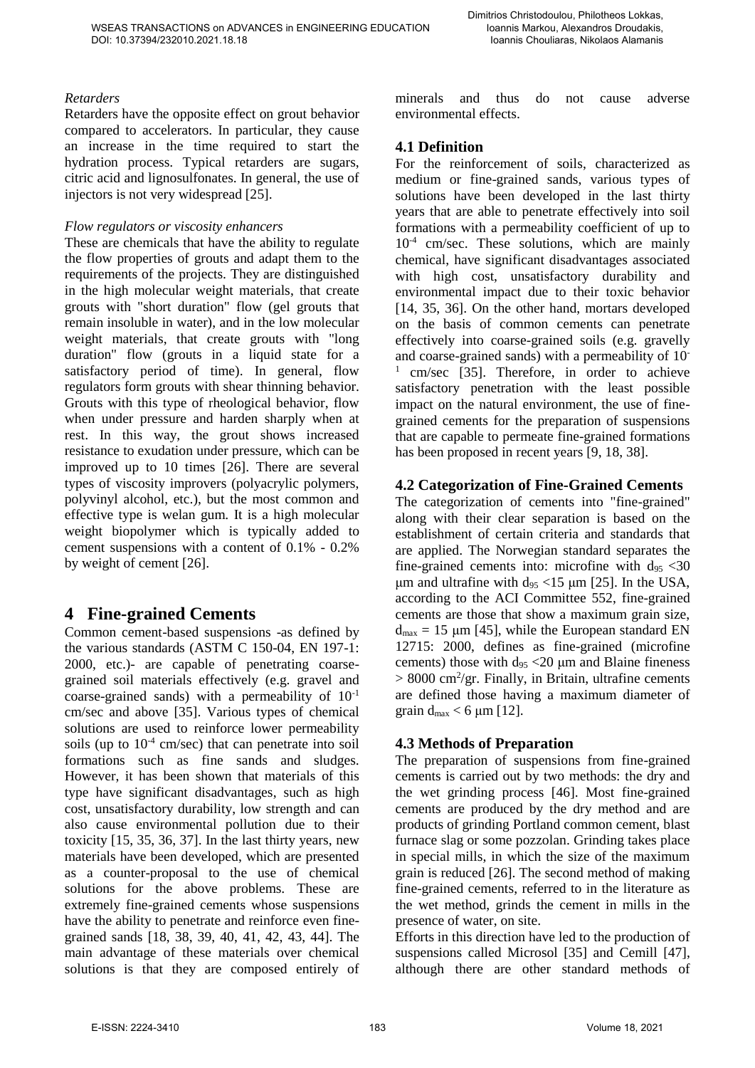*Retarders*

Retarders have the opposite effect on grout behavior compared to accelerators. In particular, they cause an increase in the time required to start the hydration process. Typical retarders are sugars, citric acid and lignosulfonates. In general, the use of injectors is not very widespread [25].

*Flow regulators or viscosity enhancers*

These are chemicals that have the ability to regulate the flow properties of grouts and adapt them to the requirements of the projects. They are distinguished in the high molecular weight materials, that create grouts with "short duration" flow (gel grouts that remain insoluble in water), and in the low molecular weight materials, that create grouts with "long duration" flow (grouts in a liquid state for a satisfactory period of time). In general, flow regulators form grouts with shear thinning behavior. Grouts with this type of rheological behavior, flow when under pressure and harden sharply when at rest. In this way, the grout shows increased resistance to exudation under pressure, which can be improved up to 10 times [26]. There are several types of viscosity improvers (polyacrylic polymers, polyvinyl alcohol, etc.), but the most common and effective type is welan gum. It is a high molecular weight biopolymer which is typically added to cement suspensions with a content of 0.1% - 0.2% by weight of cement [26].

# 4 Fine-grained Cements

Common cement-based suspensions -as defined by the various standards (ASTM C 150-04, EN 197-1: 2000, etc.)- are capable of penetrating coarse-grained soil materials effectively (e.g. gravel and coarse-grained sands) with a permeability of $10^{-1}$ cm/sec and above [35]. Various types of chemical solutions are used to reinforce lower permeability soils (up to $10^{-4}$ cm/sec) that can penetrate into soil formations such as fine sands and sludges. However, it has been shown that materials of this type have significant disadvantages, such as high cost, unsatisfactory durability, low strength and can also cause environmental pollution due to their toxicity [15, 35, 36, 37]. In the last thirty years, new materials have been developed, which are presented as a counter-proposal to the use of chemical solutions for the above problems. These are extremely fine-grained cements whose suspensions have the ability to penetrate and reinforce even fine-grained sands [18, 38, 39, 40, 41, 42, 43, 44]. The main advantage of these materials over chemical solutions is that they are composed entirely of minerals and thus do not cause adverse environmental effects.

## 4.1 Definition

For the reinforcement of soils, characterized as medium or fine-grained sands, various types of solutions have been developed in the last thirty years that are able to penetrate effectively into soil formations with a permeability coefficient of up to $10^{-4}$ cm/sec. These solutions, which are mainly chemical, have significant disadvantages associated with high cost, unsatisfactory durability and environmental impact due to their toxic behavior [14, 35, 36]. On the other hand, mortars developed on the basis of common cements can penetrate effectively into coarse-grained soils (e.g. gravelly and coarse-grained sands) with a permeability of $10^{-1}$ cm/sec [35]. Therefore, in order to achieve satisfactory penetration with the least possible impact on the natural environment, the use of fine-grained cements for the preparation of suspensions that are capable to permeate fine-grained formations has been proposed in recent years [9, 18, 38].

## 4.2 Categorization of Fine-Grained Cements

The categorization of cements into "fine-grained" along with their clear separation is based on the establishment of certain criteria and standards that are applied. The Norwegian standard separates the fine-grained cements into: microfine with $d_{95} < 30$ μm and ultrafine with $d_{95} < 15$ μm [25]. In the USA, according to the ACI Committee 552, fine-grained cements are those that show a maximum grain size, $d_{max} = 15$ μm [45], while the European standard EN 12715: 2000, defines as fine-grained (microfine cements) those with $d_{95} < 20$ μm and Blaine fineness $> 8000$ cm$^2$/gr. Finally, in Britain, ultrafine cements are defined those having a maximum diameter of grain $d_{max} < 6$ μm [12].

## 4.3 Methods of Preparation

The preparation of suspensions from fine-grained cements is carried out by two methods: the dry and the wet grinding process [46]. Most fine-grained cements are produced by the dry method and are products of grinding Portland common cement, blast furnace slag or some pozzolan. Grinding takes place in special mills, in which the size of the maximum grain is reduced [26]. The second method of making fine-grained cements, referred to in the literature as the wet method, grinds the cement in mills in the presence of water, on site.

Efforts in this direction have led to the production of suspensions called Microsol [35] and Cemill [47], although there are other standard methods of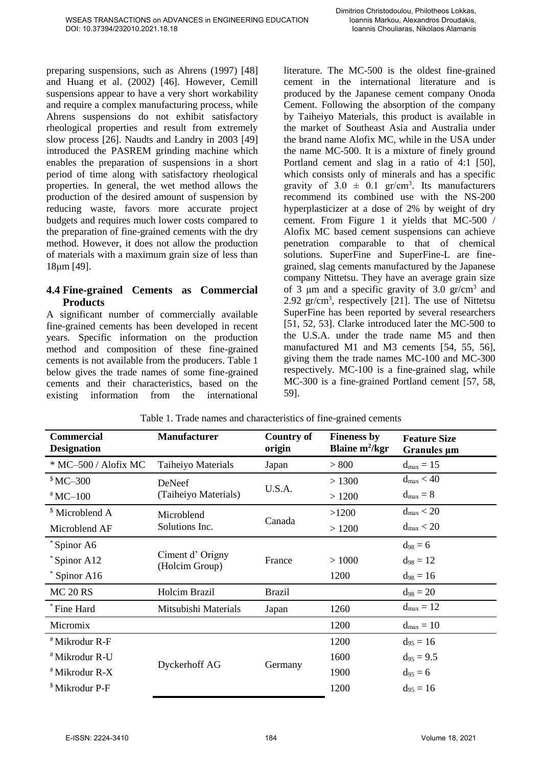preparing suspensions, such as Ahrens (1997) [48] and Huang et al. (2002) [46]. However, Cemill suspensions appear to have a very short workability and require a complex manufacturing process, while Ahrens suspensions do not exhibit satisfactory rheological properties and result from extremely slow process [26]. Naudts and Landry in 2003 [49] introduced the PASREM grinding machine which enables the preparation of suspensions in a short period of time along with satisfactory rheological properties. In general, the wet method allows the production of the desired amount of suspension by reducing waste, favors more accurate project budgets and requires much lower costs compared to the preparation of fine-grained cements with the dry method. However, it does not allow the production of materials with a maximum grain size of less than 18μm [49].

### 4.4 Fine-grained Cements as Commercial Products

A significant number of commercially available fine-grained cements has been developed in recent years. Specific information on the production method and composition of these fine-grained cements is not available from the producers. Table 1 below gives the trade names of some fine-grained cements and their characteristics, based on the existing information from the international literature. The MC-500 is the oldest fine-grained cement in the international literature and is produced by the Japanese cement company Onoda Cement. Following the absorption of the company by Taiheiyo Materials, this product is available in the market of Southeast Asia and Australia under the brand name Alofix MC, while in the USA under the name MC-500. It is a mixture of finely ground Portland cement and slag in a ratio of 4:1 [50], which consists only of minerals and has a specific gravity of $3.0 \pm 0.1$ gr/cm$^3$. Its manufacturers recommend its combined use with the NS-200 hyperplasticizer at a dose of 2% by weight of dry cement. From Figure 1 it yields that MC-500 / Alofix MC based cement suspensions can achieve penetration comparable to that of chemical solutions. SuperFine and SuperFine-L are fine-grained, slag cements manufactured by the Japanese company Nittetsu. They have an average grain size of 3 μm and a specific gravity of 3.0 gr/cm$^3$ and 2.92 gr/cm$^3$, respectively [21]. The use of Nittetsu SuperFine has been reported by several researchers [51, 52, 53]. Clarke introduced later the MC-500 to the U.S.A. under the trade name M5 and then manufactured M1 and M3 cements [54, 55, 56], giving them the trade names MC-100 and MC-300 respectively. MC-100 is a fine-grained slag, while MC-300 is a fine-grained Portland cement [57, 58, 59].

Table 1. Trade names and characteristics of fine-grained cements

| Commercial Designation | Manufacturer | Country of origin | Fineness by Blaine m$^2$/kgr | Feature Size Granules μm |
|---|---|---|---|---|
| * MC–500 / Alofix MC | Taiheiyo Materials | Japan | > 800 | $d_{max} = 15$ |
| $ MC–300 | DeNeef (Taiheiyo Materials) | U.S.A. | > 1300 | $d_{max} < 40$ |
| # MC–100 | | | > 1200 | $d_{max} = 8$ |
| $ Microblend A | Microblend Solutions Inc. | Canada | >1200 | $d_{max} < 20$ |
| Microblend AF | | | > 1200 | $d_{max} < 20$ |
| * Spinor A6 | Ciment d' Origny (Holcim Group) | France | | $d_{98} = 6$ |
| * Spinor A12 | | | > 1000 | $d_{98} = 12$ |
| * Spinor A16 | | | 1200 | $d_{98} = 16$ |
| MC 20 RS | Holcim Brazil | Brazil | | $d_{98} = 20$ |
| * Fine Hard | Mitsubishi Materials | Japan | 1260 | $d_{max} = 12$ |
| Micromix | | | 1200 | $d_{max} = 10$ |
| # Mikrodur R-F | Dyckerhoff AG | Germany | 1200 | $d_{95} = 16$ |
| # Mikrodur R-U | | | 1600 | $d_{95} = 9.5$ |
| # Mikrodur R-X | | | 1900 | $d_{95} = 6$ |
| $ Mikrodur P-F | | | 1200 | $d_{95} = 16$ |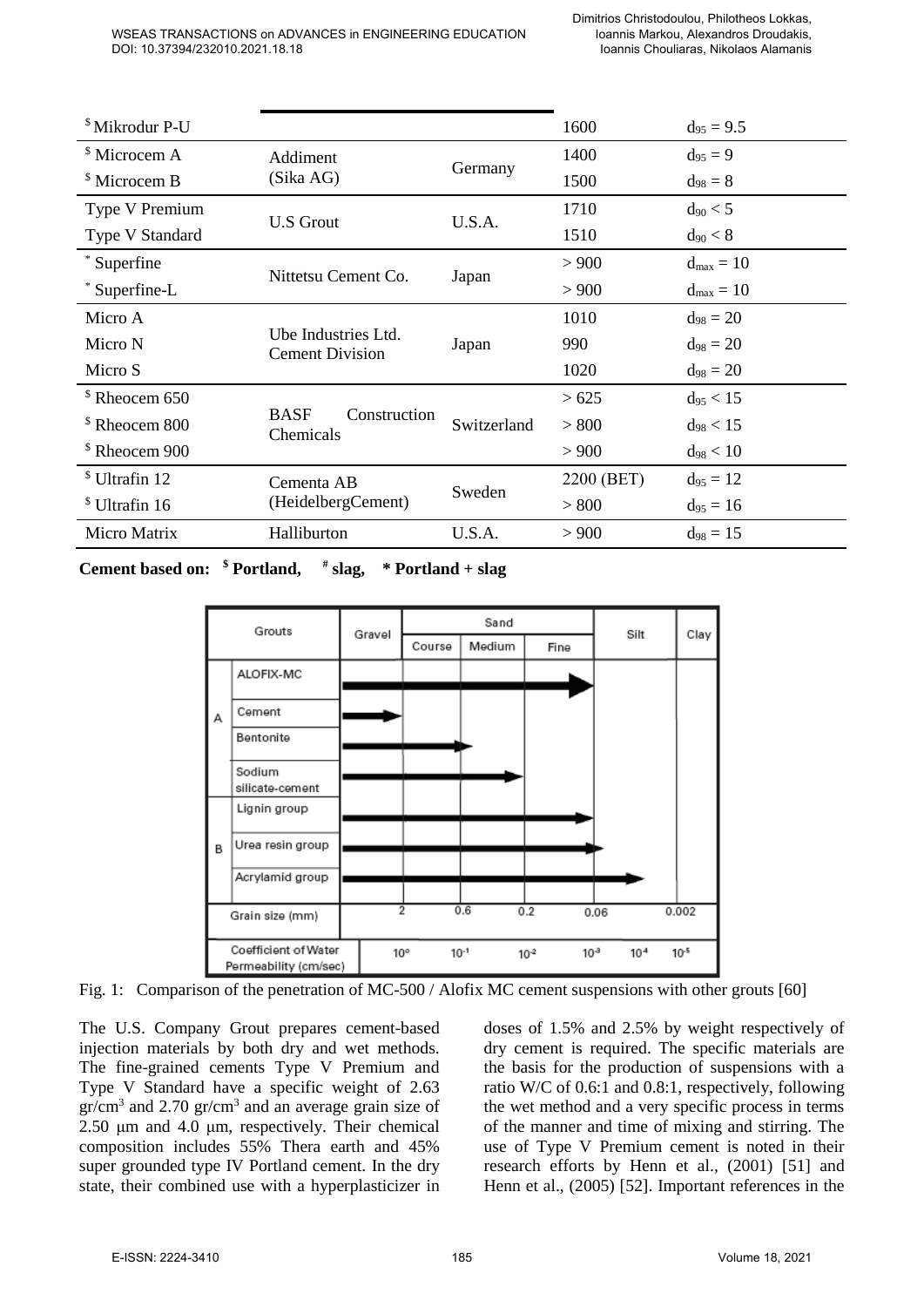| | | | | |
|---|---|---|---|---|
| [$] Mikrodur P-U | | | 1600 | $d_{95} = 9.5$ |
| [$] Microcem A | Addiment (Sika AG) | Germany | 1400 | $d_{95} = 9$ |
| [$] Microcem B | | | 1500 | $d_{98} = 8$ |
| Type V Premium | U.S Grout | U.S.A. | 1710 | $d_{90} < 5$ |
| Type V Standard | | | 1510 | $d_{90} < 8$ |
| [*] Superfine | Nittetsu Cement Co. | Japan | > 900 | $d_{max} = 10$ |
| [*] Superfine-L | | | > 900 | $d_{max} = 10$ |
| Micro A | Ube Industries Ltd. Cement Division | Japan | 1010 | $d_{98} = 20$ |
| Micro N | | | 990 | $d_{98} = 20$ |
| Micro S | | | 1020 | $d_{98} = 20$ |
| [$] Rheocem 650 | BASF Construction Chemicals | Switzerland | > 625 | $d_{95} < 15$ |
| [$] Rheocem 800 | | | > 800 | $d_{98} < 15$ |
| [$] Rheocem 900 | | | > 900 | $d_{98} < 10$ |
| [$] Ultrafin 12 | Cementa AB (HeidelbergCement) | Sweden | 2200 (BET) | $d_{95} = 12$ |
| [$] Ultrafin 16 | | | > 800 | $d_{95} = 16$ |
| Micro Matrix | Halliburton | U.S.A. | > 900 | $d_{98} = 15$ |

**Cement based on: [$] Portland, [#] slag, * Portland + slag**

Grouts
Gravel
Sand
Course
Medium
Fine
Silt
Clay
A
ALOFIX-MC
Cement
Bentonite
Sodium silicate-cement
B
Lignin group
Urea resin group
Acrylamid group
Grain size (mm)
2
0.6
0.2
0.06
0.002
Coefficient of Water Permeability (cm/sec)
$10^{0}$
$10^{-1}$
$10^{-2}$
$10^{-3}$
$10^{-4}$
$10^{-5}$

Fig. 1: Comparison of the penetration of MC-500 / Alofix MC cement suspensions with other grouts [60]

The U.S. Company Grout prepares cement-based injection materials by both dry and wet methods. The fine-grained cements Type V Premium and Type V Standard have a specific weight of 2.63 gr/cm$^3$ and 2.70 gr/cm$^3$ and an average grain size of 2.50 μm and 4.0 μm, respectively. Their chemical composition includes 55% Thera earth and 45% super grounded type IV Portland cement. In the dry state, their combined use with a hyperplasticizer in doses of 1.5% and 2.5% by weight respectively of dry cement is required. The specific materials are the basis for the production of suspensions with a ratio W/C of 0.6:1 and 0.8:1, respectively, following the wet method and a very specific process in terms of the manner and time of mixing and stirring. The use of Type V Premium cement is noted in their research efforts by Henn et al., (2001) [51] and Henn et al., (2005) [52]. Important references in the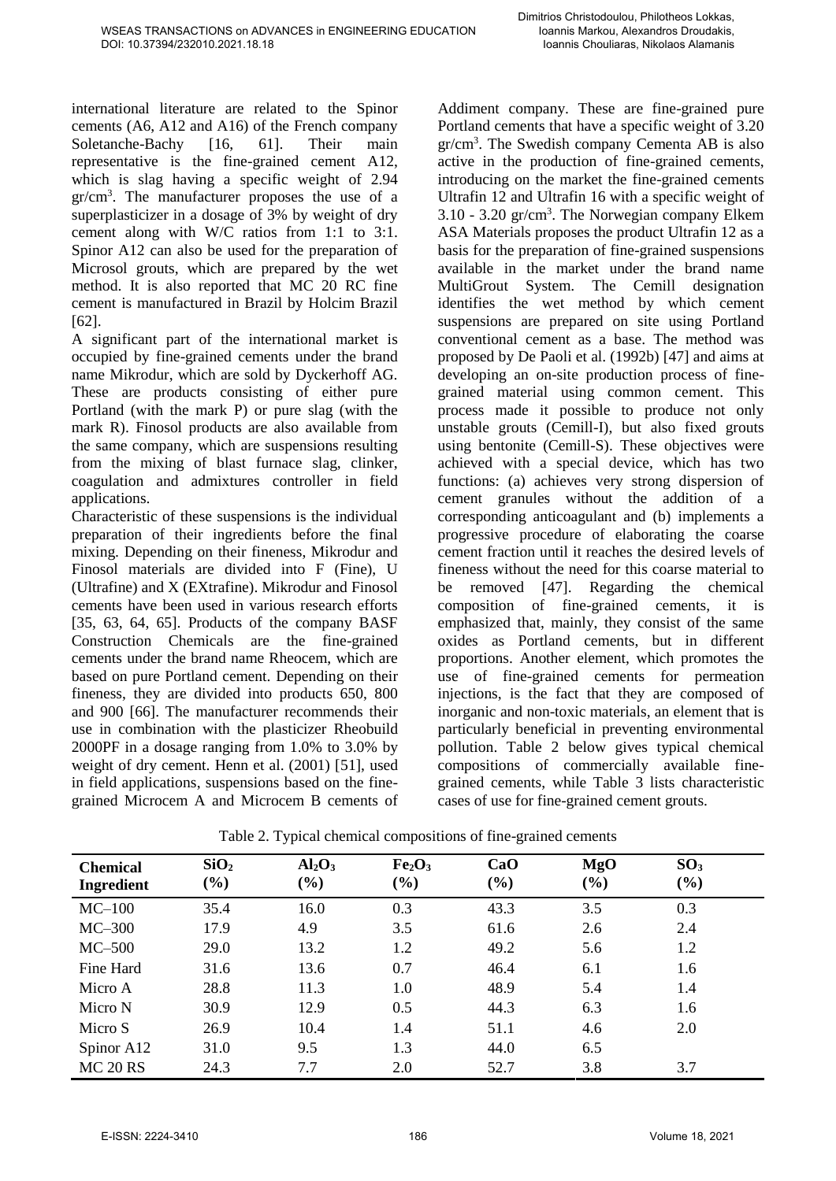international literature are related to the Spinor cements (A6, A12 and A16) of the French company Soletanche-Bachy [16, 61]. Their main representative is the fine-grained cement A12, which is slag having a specific weight of 2.94 gr/cm$^3$. The manufacturer proposes the use of a superplasticizer in a dosage of 3% by weight of dry cement along with W/C ratios from 1:1 to 3:1. Spinor A12 can also be used for the preparation of Microsol grouts, which are prepared by the wet method. It is also reported that MC 20 RC fine cement is manufactured in Brazil by Holcim Brazil [62].

A significant part of the international market is occupied by fine-grained cements under the brand name Mikrodur, which are sold by Dyckerhoff AG. These are products consisting of either pure Portland (with the mark P) or pure slag (with the mark R). Finosol products are also available from the same company, which are suspensions resulting from the mixing of blast furnace slag, clinker, coagulation and admixtures controller in field applications.

Characteristic of these suspensions is the individual preparation of their ingredients before the final mixing. Depending on their fineness, Mikrodur and Finosol materials are divided into F (Fine), U (Ultrafine) and X (EXtrafine). Mikrodur and Finosol cements have been used in various research efforts [35, 63, 64, 65]. Products of the company BASF Construction Chemicals are the fine-grained cements under the brand name Rheocem, which are based on pure Portland cement. Depending on their fineness, they are divided into products 650, 800 and 900 [66]. The manufacturer recommends their use in combination with the plasticizer Rheobuild 2000PF in a dosage ranging from 1.0% to 3.0% by weight of dry cement. Henn et al. (2001) [51], used in field applications, suspensions based on the fine-grained Microcem A and Microcem B cements of Addiment company. These are fine-grained pure Portland cements that have a specific weight of 3.20 gr/cm$^3$. The Swedish company Cementa AB is also active in the production of fine-grained cements, introducing on the market the fine-grained cements Ultrafin 12 and Ultrafin 16 with a specific weight of 3.10 - 3.20 gr/cm$^3$. The Norwegian company Elkem ASA Materials proposes the product Ultrafin 12 as a basis for the preparation of fine-grained suspensions available in the market under the brand name MultiGrout System. The Cemill designation identifies the wet method by which cement suspensions are prepared on site using Portland conventional cement as a base. The method was proposed by De Paoli et al. (1992b) [47] and aims at developing an on-site production process of fine-grained material using common cement. This process made it possible to produce not only unstable grouts (Cemill-I), but also fixed grouts using bentonite (Cemill-S). These objectives were achieved with a special device, which has two functions: (a) achieves very strong dispersion of cement granules without the addition of a corresponding anticoagulant and (b) implements a progressive procedure of elaborating the coarse cement fraction until it reaches the desired levels of fineness without the need for this coarse material to be removed [47]. Regarding the chemical composition of fine-grained cements, it is emphasized that, mainly, they consist of the same oxides as Portland cements, but in different proportions. Another element, which promotes the use of fine-grained cements for permeation injections, is the fact that they are composed of inorganic and non-toxic materials, an element that is particularly beneficial in preventing environmental pollution. Table 2 below gives typical chemical compositions of commercially available fine-grained cements, while Table 3 lists characteristic cases of use for fine-grained cement grouts.

Table 2. Typical chemical compositions of fine-grained cements

| Chemical Ingredient | $SiO_2$ (%) | $Al_2O_3$ (%) | $Fe_2O_3$ (%) | CaO (%) | MgO (%) | $SO_3$ (%) |
|---|---|---|---|---|---|---|
| MC–100 | 35.4 | 16.0 | 0.3 | 43.3 | 3.5 | 0.3 |
| MC–300 | 17.9 | 4.9 | 3.5 | 61.6 | 2.6 | 2.4 |
| MC–500 | 29.0 | 13.2 | 1.2 | 49.2 | 5.6 | 1.2 |
| Fine Hard | 31.6 | 13.6 | 0.7 | 46.4 | 6.1 | 1.6 |
| Micro A | 28.8 | 11.3 | 1.0 | 48.9 | 5.4 | 1.4 |
| Micro N | 30.9 | 12.9 | 0.5 | 44.3 | 6.3 | 1.6 |
| Micro S | 26.9 | 10.4 | 1.4 | 51.1 | 4.6 | 2.0 |
| Spinor A12 | 31.0 | 9.5 | 1.3 | 44.0 | 6.5 | |
| MC 20 RS | 24.3 | 7.7 | 2.0 | 52.7 | 3.8 | 3.7 |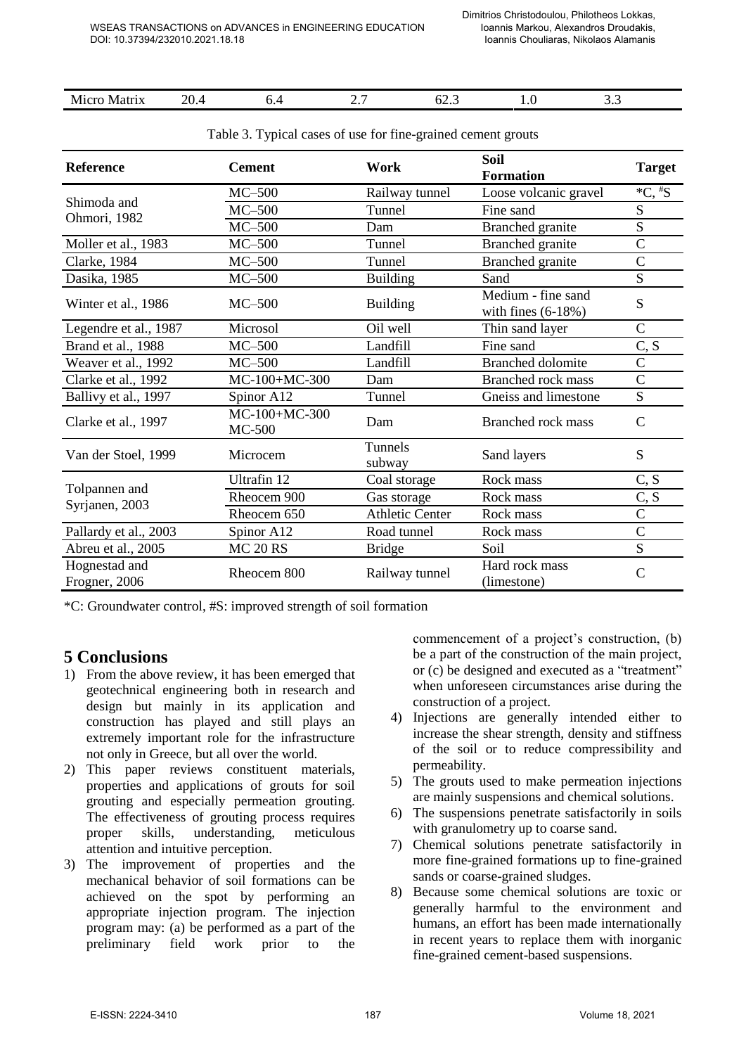| | | | | | | |
|---|---|---|---|---|---|---|
| Micro Matrix | 20.4 | 6.4 | 2.7 | 62.3 | 1.0 | 3.3 |

Table 3. Typical cases of use for fine-grained cement grouts

| Reference | Cement | Work | Soil Formation | Target |
|---|---|---|---|---|
| Shimoda and Ohmori, 1982 | MC–500 | Railway tunnel | Loose volcanic gravel | *C, #S |
| | MC–500 | Tunnel | Fine sand | S |
| | MC–500 | Dam | Branched granite | S |
| Moller et al., 1983 | MC–500 | Tunnel | Branched granite | C |
| Clarke, 1984 | MC–500 | Tunnel | Branched granite | C |
| Dasika, 1985 | MC–500 | Building | Sand | S |
| Winter et al., 1986 | MC–500 | Building | Medium - fine sand with fines (6-18%) | S |
| Legendre et al., 1987 | Microsol | Oil well | Thin sand layer | C |
| Brand et al., 1988 | MC–500 | Landfill | Fine sand | C, S |
| Weaver et al., 1992 | MC–500 | Landfill | Branched dolomite | C |
| Clarke et al., 1992 | MC-100+MC-300 | Dam | Branched rock mass | C |
| Ballivy et al., 1997 | Spinor A12 | Tunnel | Gneiss and limestone | S |
| Clarke et al., 1997 | MC-100+MC-300 MC-500 | Dam | Branched rock mass | C |
| Van der Stoel, 1999 | Microcem | Tunnels subway | Sand layers | S |
| Tolpannen and Syrjanen, 2003 | Ultrafin 12 | Coal storage | Rock mass | C, S |
| | Rheocem 900 | Gas storage | Rock mass | C, S |
| | Rheocem 650 | Athletic Center | Rock mass | C |
| Pallardy et al., 2003 | Spinor A12 | Road tunnel | Rock mass | C |
| Abreu et al., 2005 | MC 20 RS | Bridge | Soil | S |
| Hognestad and Frogner, 2006 | Rheocem 800 | Railway tunnel | Hard rock mass (limestone) | C |

*C: Groundwater control, #S: improved strength of soil formation

## 5 Conclusions

1) From the above review, it has been emerged that geotechnical engineering both in research and design but mainly in its application and construction has played and still plays an extremely important role for the infrastructure not only in Greece, but all over the world.
2) This paper reviews constituent materials, properties and applications of grouts for soil grouting and especially permeation grouting. The effectiveness of grouting process requires proper skills, understanding, meticulous attention and intuitive perception.
3) The improvement of properties and the mechanical behavior of soil formations can be achieved on the spot by performing an appropriate injection program. The injection program may: (a) be performed as a part of the preliminary field work prior to the commencement of a project's construction, (b) be a part of the construction of the main project, or (c) be designed and executed as a "treatment" when unforeseen circumstances arise during the construction of a project.
4) Injections are generally intended either to increase the shear strength, density and stiffness of the soil or to reduce compressibility and permeability.
5) The grouts used to make permeation injections are mainly suspensions and chemical solutions.
6) The suspensions penetrate satisfactorily in soils with granulometry up to coarse sand.
7) Chemical solutions penetrate satisfactorily in more fine-grained formations up to fine-grained sands or coarse-grained sludges.
8) Because some chemical solutions are toxic or generally harmful to the environment and humans, an effort has been made internationally in recent years to replace them with inorganic fine-grained cement-based suspensions.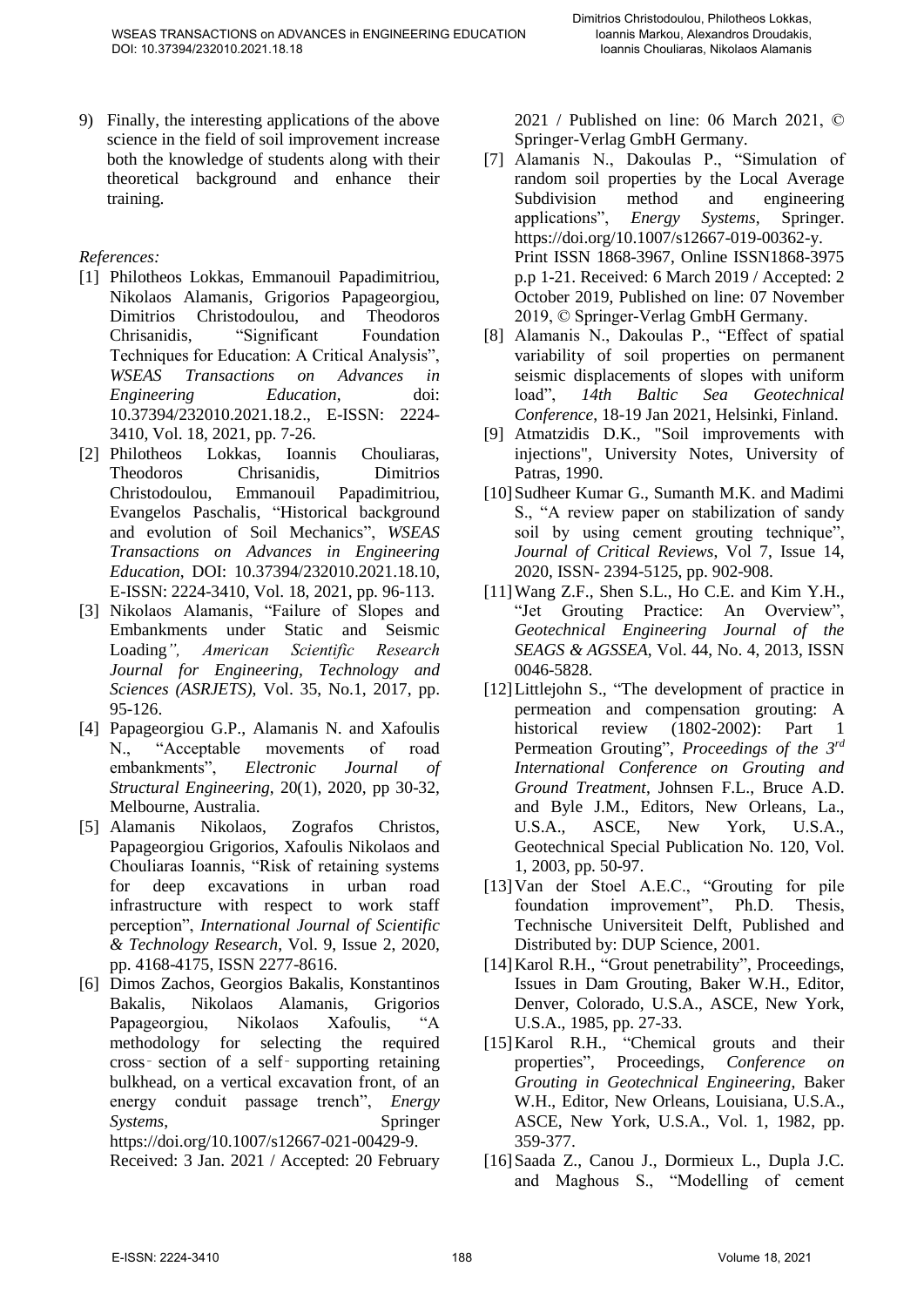9) Finally, the interesting applications of the above science in the field of soil improvement increase both the knowledge of students along with their theoretical background and enhance their training.

*References:*

[1] Philotheos Lokkas, Emmanouil Papadimitriou, Nikolaos Alamanis, Grigorios Papageorgiou, Dimitrios Christodoulou, and Theodoros Chrisanidis, "Significant Foundation Techniques for Education: A Critical Analysis", *WSEAS Transactions on Advances in Engineering Education*, doi: 10.37394/232010.2021.18.2., E-ISSN: 2224-3410, Vol. 18, 2021, pp. 7-26.

[2] Philotheos Lokkas, Ioannis Chouliaras, Theodoros Chrisanidis, Dimitrios Christodoulou, Emmanouil Papadimitriou, Evangelos Paschalis, "Historical background and evolution of Soil Mechanics", *WSEAS Transactions on Advances in Engineering Education*, DOI: 10.37394/232010.2021.18.10, E-ISSN: 2224-3410, Vol. 18, 2021, pp. 96-113.

[3] Nikolaos Alamanis, "Failure of Slopes and Embankments under Static and Seismic Loading*", American Scientific Research Journal for Engineering, Technology and Sciences (ASRJETS)*, Vol. 35, No.1, 2017, pp. 95-126.

[4] Papageorgiou G.P., Alamanis N. and Xafoulis N., "Acceptable movements of road embankments", *Electronic Journal of Structural Engineering*, 20(1), 2020, pp 30-32, Melbourne, Australia.

[5] Alamanis Nikolaos, Zografos Christos, Papageorgiou Grigorios, Xafoulis Nikolaos and Chouliaras Ioannis, "Risk of retaining systems for deep excavations in urban road infrastructure with respect to work staff perception", *International Journal of Scientific & Technology Research*, Vol. 9, Issue 2, 2020, pp. 4168-4175, ISSN 2277-8616.

[6] Dimos Zachos, Georgios Bakalis, Konstantinos Bakalis, Nikolaos Alamanis, Grigorios Papageorgiou, Nikolaos Xafoulis, "A methodology for selecting the required cross‑section of a self‑supporting retaining bulkhead, on a vertical excavation front, of an energy conduit passage trench", *Energy Systems*, Springer https://doi.org/10.1007/s12667-021-00429-9. Received: 3 Jan. 2021 / Accepted: 20 February 2021 / Published on line: 06 March 2021, © Springer-Verlag GmbH Germany.

[7] Alamanis N., Dakoulas P., "Simulation of random soil properties by the Local Average Subdivision method and engineering applications", *Energy Systems*, Springer. https://doi.org/10.1007/s12667-019-00362-y. Print ISSN 1868-3967, Online ISSN1868-3975 p.p 1-21. Received: 6 March 2019 / Accepted: 2 October 2019, Published on line: 07 November 2019, © Springer-Verlag GmbH Germany.

[8] Alamanis N., Dakoulas P., "Effect of spatial variability of soil properties on permanent seismic displacements of slopes with uniform load", *14th Baltic Sea Geotechnical Conference*, 18-19 Jan 2021, Helsinki, Finland.

[9] Atmatzidis D.K., "Soil improvements with injections", University Notes, University of Patras, 1990.

[10] Sudheer Kumar G., Sumanth M.K. and Madimi S., "A review paper on stabilization of sandy soil by using cement grouting technique", *Journal of Critical Reviews*, Vol 7, Issue 14, 2020, ISSN- 2394-5125, pp. 902-908.

[11] Wang Z.F., Shen S.L., Ho C.E. and Kim Y.H., "Jet Grouting Practice: An Overview", *Geotechnical Engineering Journal of the SEAGS & AGSSEA*, Vol. 44, No. 4, 2013, ISSN 0046-5828.

[12] Littlejohn S., "The development of practice in permeation and compensation grouting: A historical review (1802-2002): Part 1 Permeation Grouting", *Proceedings of the 3rd International Conference on Grouting and Ground Treatment*, Johnsen F.L., Bruce A.D. and Byle J.M., Editors, New Orleans, La., U.S.A., ASCE, New York, U.S.A., Geotechnical Special Publication No. 120, Vol. 1, 2003, pp. 50-97.

[13] Van der Stoel A.E.C., "Grouting for pile foundation improvement", Ph.D. Thesis, Technische Universiteit Delft, Published and Distributed by: DUP Science, 2001.

[14] Karol R.H., "Grout penetrability", Proceedings, Issues in Dam Grouting, Baker W.H., Editor, Denver, Colorado, U.S.A., ASCE, New York, U.S.A., 1985, pp. 27-33.

[15] Karol R.H., "Chemical grouts and their properties", Proceedings, *Conference on Grouting in Geotechnical Engineering*, Baker W.H., Editor, New Orleans, Louisiana, U.S.A., ASCE, New York, U.S.A., Vol. 1, 1982, pp. 359-377.

[16] Saada Z., Canou J., Dormieux L., Dupla J.C. and Maghous S., "Modelling of cement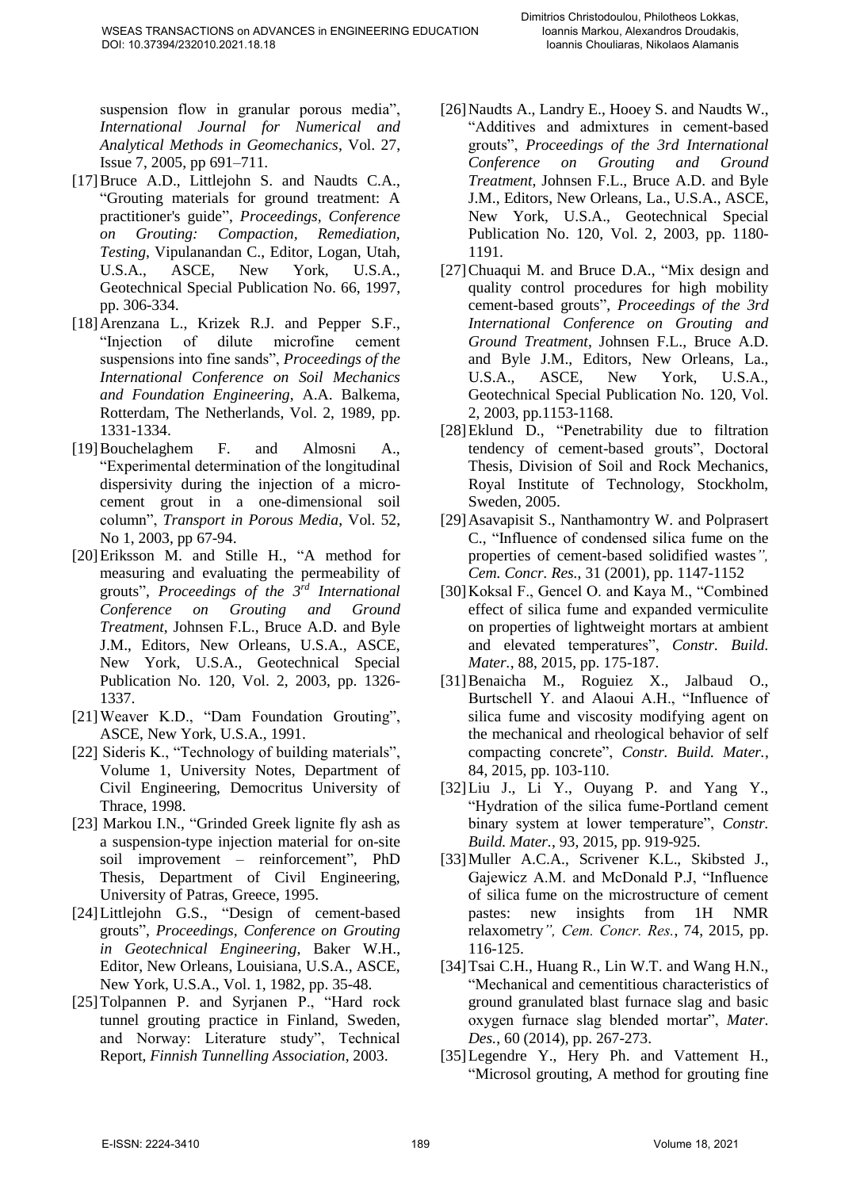suspension flow in granular porous media", *International Journal for Numerical and Analytical Methods in Geomechanics*, Vol. 27, Issue 7, 2005, pp 691–711.

[17] Bruce A.D., Littlejohn S. and Naudts C.A., "Grouting materials for ground treatment: A practitioner's guide", *Proceedings, Conference on Grouting: Compaction, Remediation, Testing*, Vipulanandan C., Editor, Logan, Utah, U.S.A., ASCE, New York, U.S.A., Geotechnical Special Publication No. 66, 1997, pp. 306-334.

[18] Arenzana L., Krizek R.J. and Pepper S.F., "Injection of dilute microfine cement suspensions into fine sands", *Proceedings of the International Conference on Soil Mechanics and Foundation Engineering*, A.A. Balkema, Rotterdam, The Netherlands, Vol. 2, 1989, pp. 1331-1334.

[19] Bouchelaghem F. and Almosni A., "Experimental determination of the longitudinal dispersivity during the injection of a micro-cement grout in a one-dimensional soil column", *Transport in Porous Media*, Vol. 52, No 1, 2003, pp 67-94.

[20] Eriksson M. and Stille H., "A method for measuring and evaluating the permeability of grouts", *Proceedings of the 3rd International Conference on Grouting and Ground Treatment*, Johnsen F.L., Bruce A.D. and Byle J.M., Editors, New Orleans, U.S.A., ASCE, New York, U.S.A., Geotechnical Special Publication No. 120, Vol. 2, 2003, pp. 1326-1337.

[21] Weaver K.D., "Dam Foundation Grouting", ASCE, New York, U.S.A., 1991.

[22] Sideris K., "Technology of building materials", Volume 1, University Notes, Department of Civil Engineering, Democritus University of Thrace, 1998.

[23] Markou I.N., "Grinded Greek lignite fly ash as a suspension-type injection material for on-site soil improvement – reinforcement", PhD Thesis, Department of Civil Engineering, University of Patras, Greece, 1995.

[24] Littlejohn G.S., "Design of cement-based grouts", *Proceedings, Conference on Grouting in Geotechnical Engineering*, Baker W.H., Editor, New Orleans, Louisiana, U.S.A., ASCE, New York, U.S.A., Vol. 1, 1982, pp. 35-48.

[25] Tolpannen P. and Syrjanen P., "Hard rock tunnel grouting practice in Finland, Sweden, and Norway: Literature study", Technical Report, *Finnish Tunnelling Association*, 2003.

[26] Naudts A., Landry E., Hooey S. and Naudts W., "Additives and admixtures in cement-based grouts", *Proceedings of the 3rd International Conference on Grouting and Ground Treatment*, Johnsen F.L., Bruce A.D. and Byle J.M., Editors, New Orleans, La., U.S.A., ASCE, New York, U.S.A., Geotechnical Special Publication No. 120, Vol. 2, 2003, pp. 1180-1191.

[27] Chuaqui M. and Bruce D.A., "Mix design and quality control procedures for high mobility cement-based grouts", *Proceedings of the 3rd International Conference on Grouting and Ground Treatment*, Johnsen F.L., Bruce A.D. and Byle J.M., Editors, New Orleans, La., U.S.A., ASCE, New York, U.S.A., Geotechnical Special Publication No. 120, Vol. 2, 2003, pp.1153-1168.

[28] Eklund D., "Penetrability due to filtration tendency of cement-based grouts", Doctoral Thesis, Division of Soil and Rock Mechanics, Royal Institute of Technology, Stockholm, Sweden, 2005.

[29] Asavapisit S., Nanthamontry W. and Polprasert C., "Influence of condensed silica fume on the properties of cement-based solidified wastes*", Cem. Concr. Res.*, 31 (2001), pp. 1147-1152

[30] Koksal F., Gencel O. and Kaya M., "Combined effect of silica fume and expanded vermiculite on properties of lightweight mortars at ambient and elevated temperatures", *Constr. Build. Mater.*, 88, 2015, pp. 175-187.

[31] Benaicha M., Roguiez X., Jalbaud O., Burtschell Y. and Alaoui A.H., "Influence of silica fume and viscosity modifying agent on the mechanical and rheological behavior of self compacting concrete", *Constr. Build. Mater.*, 84, 2015, pp. 103-110.

[32] Liu J., Li Y., Ouyang P. and Yang Y., "Hydration of the silica fume-Portland cement binary system at lower temperature", *Constr. Build. Mater.*, 93, 2015, pp. 919-925.

[33] Muller A.C.A., Scrivener K.L., Skibsted J., Gajewicz A.M. and McDonald P.J, "Influence of silica fume on the microstructure of cement pastes: new insights from 1H NMR relaxometry*", Cem. Concr. Res.*, 74, 2015, pp. 116-125.

[34] Tsai C.H., Huang R., Lin W.T. and Wang H.N., "Mechanical and cementitious characteristics of ground granulated blast furnace slag and basic oxygen furnace slag blended mortar", *Mater. Des.*, 60 (2014), pp. 267-273.

[35] Legendre Y., Hery Ph. and Vattement H., "Microsol grouting, A method for grouting fine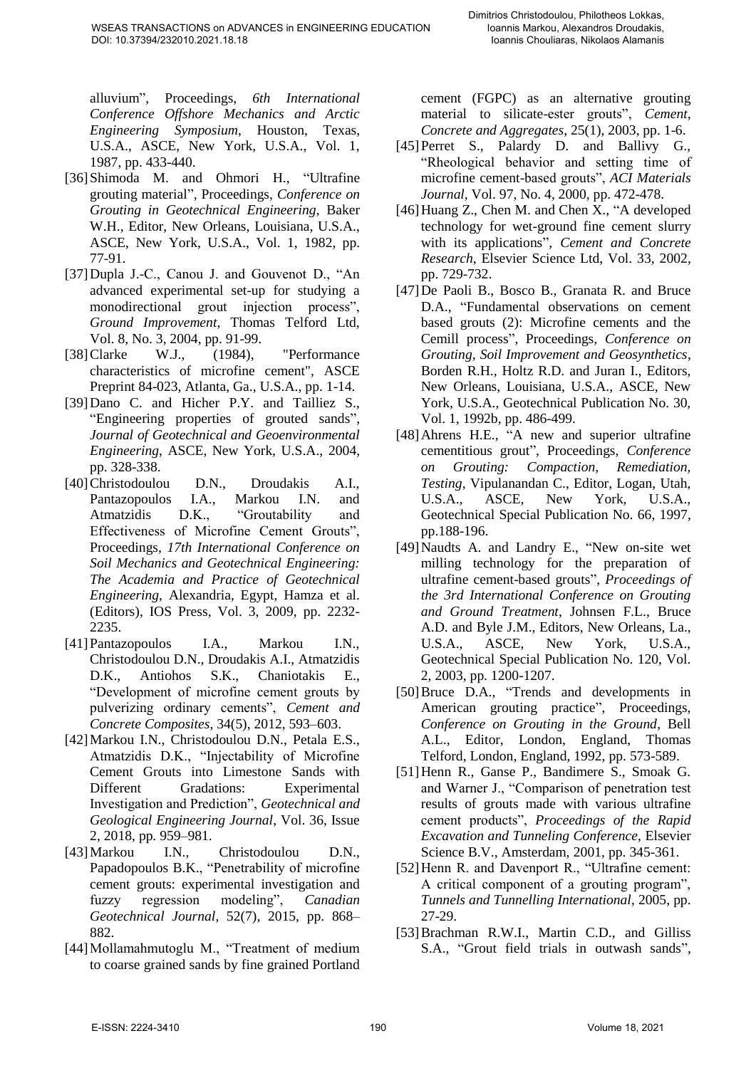alluvium", Proceedings, *6th International Conference Offshore Mechanics and Arctic Engineering Symposium*, Houston, Texas, U.S.A., ASCE, New York, U.S.A., Vol. 1, 1987, pp. 433-440.

[36] Shimoda M. and Ohmori H., "Ultrafine grouting material", Proceedings, *Conference on Grouting in Geotechnical Engineering*, Baker W.H., Editor, New Orleans, Louisiana, U.S.A., ASCE, New York, U.S.A., Vol. 1, 1982, pp. 77-91.

[37] Dupla J.-C., Canou J. and Gouvenot D., "An advanced experimental set-up for studying a monodirectional grout injection process", *Ground Improvement*, Thomas Telford Ltd, Vol. 8, No. 3, 2004, pp. 91-99.

[38] Clarke W.J., (1984), "Performance characteristics of microfine cement", ASCE Preprint 84-023, Atlanta, Ga., U.S.A., pp. 1-14.

[39] Dano C. and Hicher P.Y. and Tailliez S., "Engineering properties of grouted sands", *Journal of Geotechnical and Geoenvironmental Engineering*, ASCE, New York, U.S.A., 2004, pp. 328-338.

[40] Christodoulou D.N., Droudakis A.I., Pantazopoulos I.A., Markou I.N. and Atmatzidis D.K., "Groutability and Effectiveness of Microfine Cement Grouts", Proceedings, *17th International Conference on Soil Mechanics and Geotechnical Engineering: The Academia and Practice of Geotechnical Engineering*, Alexandria, Egypt, Hamza et al. (Editors), IOS Press, Vol. 3, 2009, pp. 2232-2235.

[41] Pantazopoulos I.A., Markou I.N., Christodoulou D.N., Droudakis A.I., Atmatzidis D.K., Antiohos S.K., Chaniotakis E., "Development of microfine cement grouts by pulverizing ordinary cements", *Cement and Concrete Composites*, 34(5), 2012, 593–603.

[42] Markou I.N., Christodoulou D.N., Petala E.S., Atmatzidis D.K., "Injectability of Microfine Cement Grouts into Limestone Sands with Different Gradations: Experimental Investigation and Prediction", *Geotechnical and Geological Engineering Journal*, Vol. 36, Issue 2, 2018, pp. 959–981.

[43] Markou I.N., Christodoulou D.N., Papadopoulos B.K., "Penetrability of microfine cement grouts: experimental investigation and fuzzy regression modeling", *Canadian Geotechnical Journal*, 52(7), 2015, pp. 868–882.

[44] Mollamahmutoglu M., "Treatment of medium to coarse grained sands by fine grained Portland cement (FGPC) as an alternative grouting material to silicate-ester grouts", *Cement, Concrete and Aggregates*, 25(1), 2003, pp. 1-6.

[45] Perret S., Palardy D. and Ballivy G., "Rheological behavior and setting time of microfine cement-based grouts", *ACI Materials Journal*, Vol. 97, No. 4, 2000, pp. 472-478.

[46] Huang Z., Chen M. and Chen X., "A developed technology for wet-ground fine cement slurry with its applications", *Cement and Concrete Research*, Elsevier Science Ltd, Vol. 33, 2002, pp. 729-732.

[47] De Paoli B., Bosco B., Granata R. and Bruce D.A., "Fundamental observations on cement based grouts (2): Microfine cements and the Cemill process", Proceedings, *Conference on Grouting, Soil Improvement and Geosynthetics*, Borden R.H., Holtz R.D. and Juran I., Editors, New Orleans, Louisiana, U.S.A., ASCE, New York, U.S.A., Geotechnical Publication No. 30, Vol. 1, 1992b, pp. 486-499.

[48] Ahrens H.E., "A new and superior ultrafine cementitious grout", Proceedings, *Conference on Grouting: Compaction, Remediation, Testing*, Vipulanandan C., Editor, Logan, Utah, U.S.A., ASCE, New York, U.S.A., Geotechnical Special Publication No. 66, 1997, pp.188-196.

[49] Naudts A. and Landry E., "New on-site wet milling technology for the preparation of ultrafine cement-based grouts", *Proceedings of the 3rd International Conference on Grouting and Ground Treatment*, Johnsen F.L., Bruce A.D. and Byle J.M., Editors, New Orleans, La., U.S.A., ASCE, New York, U.S.A., Geotechnical Special Publication No. 120, Vol. 2, 2003, pp. 1200-1207.

[50] Bruce D.A., "Trends and developments in American grouting practice", Proceedings, *Conference on Grouting in the Ground*, Bell A.L., Editor, London, England, Thomas Telford, London, England, 1992, pp. 573-589.

[51] Henn R., Ganse P., Bandimere S., Smoak G. and Warner J., "Comparison of penetration test results of grouts made with various ultrafine cement products", *Proceedings of the Rapid Excavation and Tunneling Conference*, Elsevier Science B.V., Amsterdam, 2001, pp. 345-361.

[52] Henn R. and Davenport R., "Ultrafine cement: A critical component of a grouting program", *Tunnels and Tunnelling International*, 2005, pp. 27-29.

[53] Brachman R.W.I., Martin C.D., and Gilliss S.A., "Grout field trials in outwash sands",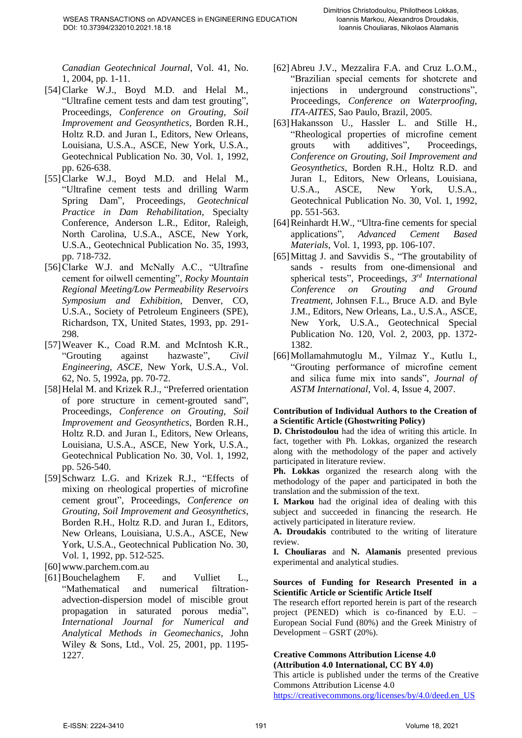*Canadian Geotechnical Journal*, Vol. 41, No. 1, 2004, pp. 1-11.

[54] Clarke W.J., Boyd M.D. and Helal M., "Ultrafine cement tests and dam test grouting", Proceedings, *Conference on Grouting, Soil Improvement and Geosynthetics*, Borden R.H., Holtz R.D. and Juran I., Editors, New Orleans, Louisiana, U.S.A., ASCE, New York, U.S.A., Geotechnical Publication No. 30, Vol. 1, 1992, pp. 626-638.

[55] Clarke W.J., Boyd M.D. and Helal M., "Ultrafine cement tests and drilling Warm Spring Dam", Proceedings, *Geotechnical Practice in Dam Rehabilitation*, Specialty Conference, Anderson L.R., Editor, Raleigh, North Carolina, U.S.A., ASCE, New York, U.S.A., Geotechnical Publication No. 35, 1993, pp. 718-732.

[56] Clarke W.J. and McNally A.C., "Ultrafine cement for oilwell cementing", *Rocky Mountain Regional Meeting/Low Permeability Reservoirs Symposium and Exhibition*, Denver, CO, U.S.A., Society of Petroleum Engineers (SPE), Richardson, TX, United States, 1993, pp. 291-298.

[57] Weaver K., Coad R.M. and McIntosh K.R., "Grouting against hazwaste", *Civil Engineering, ASCE*, New York, U.S.A., Vol. 62, No. 5, 1992a, pp. 70-72.

[58] Helal M. and Krizek R.J., "Preferred orientation of pore structure in cement-grouted sand", Proceedings, *Conference on Grouting, Soil Improvement and Geosynthetics*, Borden R.H., Holtz R.D. and Juran I., Editors, New Orleans, Louisiana, U.S.A., ASCE, New York, U.S.A., Geotechnical Publication No. 30, Vol. 1, 1992, pp. 526-540.

[59] Schwarz L.G. and Krizek R.J., "Effects of mixing on rheological properties of microfine cement grout", Proceedings, *Conference on Grouting, Soil Improvement and Geosynthetics*, Borden R.H., Holtz R.D. and Juran I., Editors, New Orleans, Louisiana, U.S.A., ASCE, New York, U.S.A., Geotechnical Publication No. 30, Vol. 1, 1992, pp. 512-525.

[60] www.parchem.com.au

[61] Bouchelaghem F. and Vulliet L., "Mathematical and numerical filtration-advection-dispersion model of miscible grout propagation in saturated porous media", *International Journal for Numerical and Analytical Methods in Geomechanics*, John Wiley & Sons, Ltd., Vol. 25, 2001, pp. 1195-1227.

[62] Abreu J.V., Mezzalira F.A. and Cruz L.O.M., "Brazilian special cements for shotcrete and injections in underground constructions", Proceedings, *Conference on Waterproofing, ITA-AITES*, Sao Paulo, Brazil, 2005.

[63] Hakansson U., Hassler L. and Stille H., "Rheological properties of microfine cement grouts with additives", Proceedings, *Conference on Grouting, Soil Improvement and Geosynthetics*, Borden R.H., Holtz R.D. and Juran I., Editors, New Orleans, Louisiana, U.S.A., ASCE, New York, U.S.A., Geotechnical Publication No. 30, Vol. 1, 1992, pp. 551-563.

[64] Reinhardt H.W., "Ultra-fine cements for special applications", *Advanced Cement Based Materials*, Vol. 1, 1993, pp. 106-107.

[65] Mittag J. and Savvidis S., "The groutability of sands - results from one-dimensional and spherical tests", Proceedings, *3rd International Conference on Grouting and Ground Treatment*, Johnsen F.L., Bruce A.D. and Byle J.M., Editors, New Orleans, La., U.S.A., ASCE, New York, U.S.A., Geotechnical Special Publication No. 120, Vol. 2, 2003, pp. 1372-1382.

[66] Mollamahmutoglu M., Yilmaz Y., Kutlu I., "Grouting performance of microfine cement and silica fume mix into sands", *Journal of ASTM International*, Vol. 4, Issue 4, 2007.

**Contribution of Individual Authors to the Creation of a Scientific Article (Ghostwriting Policy)**

**D. Christodoulou** had the idea of writing this article. In fact, together with Ph. Lokkas, organized the research along with the methodology of the paper and actively participated in literature review.

**Ph. Lokkas** organized the research along with the methodology of the paper and participated in both the translation and the submission of the text.

**I. Markou** had the original idea of dealing with this subject and succeeded in financing the research. He actively participated in literature review.

**A. Droudakis** contributed to the writing of literature review.

**I. Chouliaras** and **N. Alamanis** presented previous experimental and analytical studies.

**Sources of Funding for Research Presented in a Scientific Article or Scientific Article Itself**

The research effort reported herein is part of the research project (PENED) which is co-financed by E.U. – European Social Fund (80%) and the Greek Ministry of Development – GSRT (20%).

**Creative Commons Attribution License 4.0 (Attribution 4.0 International, CC BY 4.0)**

This article is published under the terms of the Creative Commons Attribution License 4.0
https://creativecommons.org/licenses/by/4.0/deed.en_US